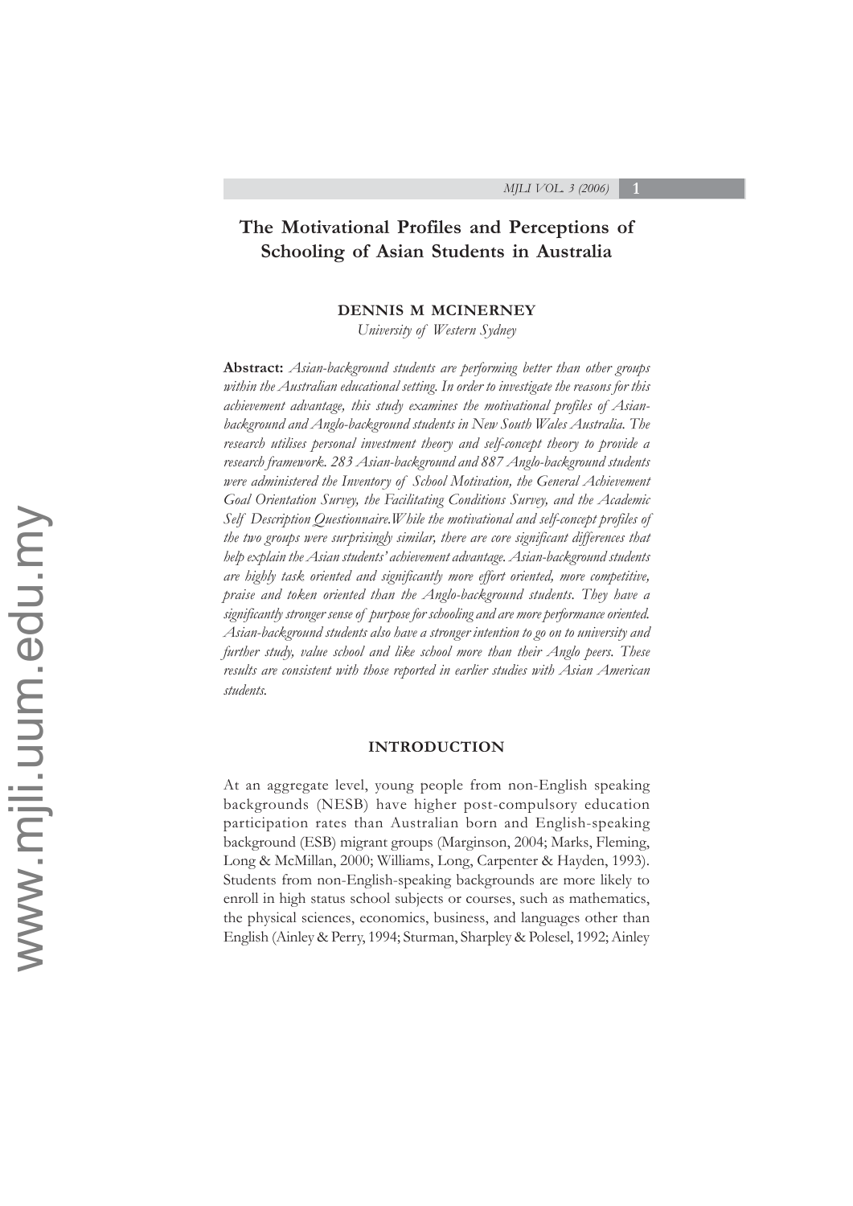# The Motivational Profiles and Perceptions of Schooling of Asian Students in Australia

**DENNIS M MCINERNEY**

*University of Western Sydney*

**Abstract:** *Asian-background students are performing better than other groups within the Australian educational setting. In order to investigate the reasons for this achievement advantage, this study examines the motivational profiles of Asian-background and Anglo-background students in New South Wales Australia. The research utilises personal investment theory and self-concept theory to provide a research framework. 283 Asian-background and 887 Anglo-background students were administered the Inventory of School Motivation, the General Achievement Goal Orientation Survey, the Facilitating Conditions Survey, and the Academic Self Description Questionnaire. While the motivational and self-concept profiles of the two groups were surprisingly similar, there are core significant differences that help explain the Asian students' achievement advantage. Asian-background students are highly task oriented and significantly more effort oriented, more competitive, praise and token oriented than the Anglo-background students. They have a significantly stronger sense of purpose for schooling and are more performance oriented. Asian-background students also have a stronger intention to go on to university and further study, value school and like school more than their Anglo peers. These results are consistent with those reported in earlier studies with Asian American students.*

## INTRODUCTION

At an aggregate level, young people from non-English speaking backgrounds (NESB) have higher post-compulsory education participation rates than Australian born and English-speaking background (ESB) migrant groups (Marginson, 2004; Marks, Fleming, Long & McMillan, 2000; Williams, Long, Carpenter & Hayden, 1993). Students from non-English-speaking backgrounds are more likely to enroll in high status school subjects or courses, such as mathematics, the physical sciences, economics, business, and languages other than English (Ainley & Perry, 1994; Sturman, Sharpley & Polesel, 1992; Ainley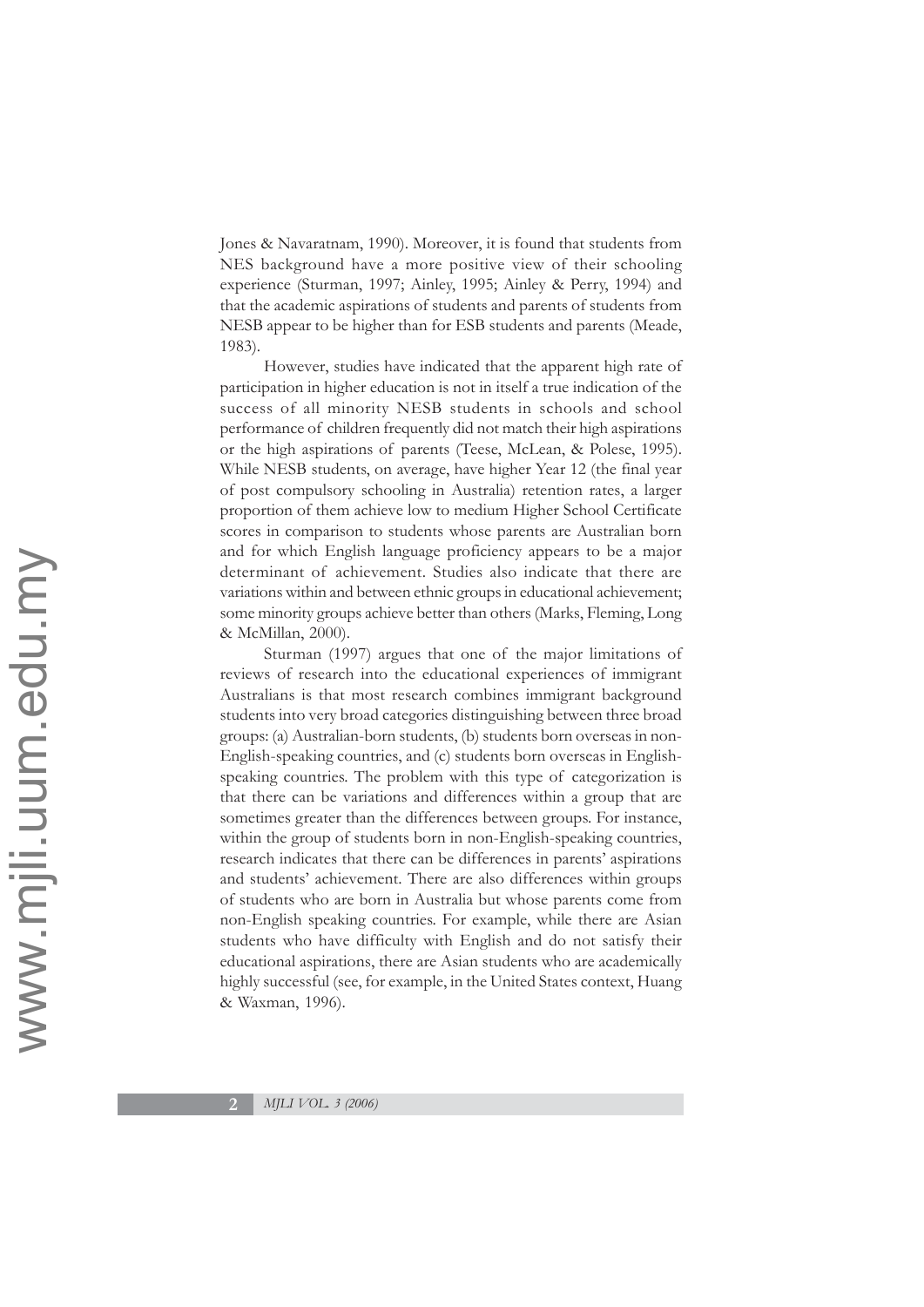Jones & Navaratnam, 1990). Moreover, it is found that students from NES background have a more positive view of their schooling experience (Sturman, 1997; Ainley, 1995; Ainley & Perry, 1994) and that the academic aspirations of students and parents of students from NESB appear to be higher than for ESB students and parents (Meade, 1983).

However, studies have indicated that the apparent high rate of participation in higher education is not in itself a true indication of the success of all minority NESB students in schools and school performance of children frequently did not match their high aspirations or the high aspirations of parents (Teese, McLean, & Polese, 1995). While NESB students, on average, have higher Year 12 (the final year of post compulsory schooling in Australia) retention rates, a larger proportion of them achieve low to medium Higher School Certificate scores in comparison to students whose parents are Australian born and for which English language proficiency appears to be a major determinant of achievement. Studies also indicate that there are variations within and between ethnic groups in educational achievement; some minority groups achieve better than others (Marks, Fleming, Long & McMillan, 2000).

Sturman (1997) argues that one of the major limitations of reviews of research into the educational experiences of immigrant Australians is that most research combines immigrant background students into very broad categories distinguishing between three broad groups: (a) Australian-born students, (b) students born overseas in non-English-speaking countries, and (c) students born overseas in English-speaking countries. The problem with this type of categorization is that there can be variations and differences within a group that are sometimes greater than the differences between groups. For instance, within the group of students born in non-English-speaking countries, research indicates that there can be differences in parents' aspirations and students' achievement. There are also differences within groups of students who are born in Australia but whose parents come from non-English speaking countries. For example, while there are Asian students who have difficulty with English and do not satisfy their educational aspirations, there are Asian students who are academically highly successful (see, for example, in the United States context, Huang & Waxman, 1996).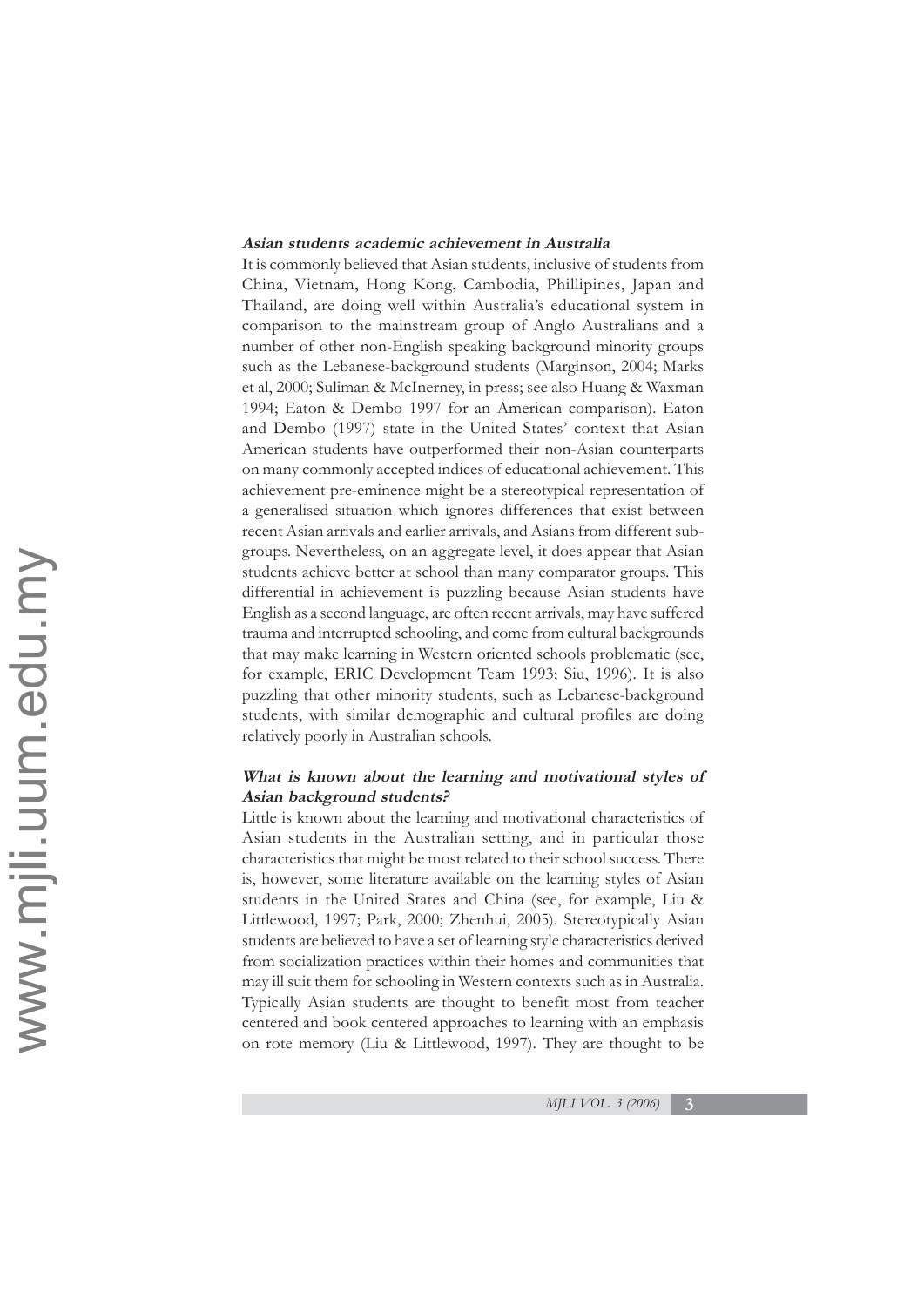### *Asian students academic achievement in Australia*

It is commonly believed that Asian students, inclusive of students from China, Vietnam, Hong Kong, Cambodia, Phillipines, Japan and Thailand, are doing well within Australia's educational system in comparison to the mainstream group of Anglo Australians and a number of other non-English speaking background minority groups such as the Lebanese-background students (Marginson, 2004; Marks et al, 2000; Suliman & McInerney, in press; see also Huang & Waxman 1994; Eaton & Dembo 1997 for an American comparison). Eaton and Dembo (1997) state in the United States' context that Asian American students have outperformed their non-Asian counterparts on many commonly accepted indices of educational achievement. This achievement pre-eminence might be a stereotypical representation of a generalised situation which ignores differences that exist between recent Asian arrivals and earlier arrivals, and Asians from different sub-groups. Nevertheless, on an aggregate level, it does appear that Asian students achieve better at school than many comparator groups. This differential in achievement is puzzling because Asian students have English as a second language, are often recent arrivals, may have suffered trauma and interrupted schooling, and come from cultural backgrounds that may make learning in Western oriented schools problematic (see, for example, ERIC Development Team 1993; Siu, 1996). It is also puzzling that other minority students, such as Lebanese-background students, with similar demographic and cultural profiles are doing relatively poorly in Australian schools.

### *What is known about the learning and motivational styles of Asian background students?*

Little is known about the learning and motivational characteristics of Asian students in the Australian setting, and in particular those characteristics that might be most related to their school success. There is, however, some literature available on the learning styles of Asian students in the United States and China (see, for example, Liu & Littlewood, 1997; Park, 2000; Zhenhui, 2005). Stereotypically Asian students are believed to have a set of learning style characteristics derived from socialization practices within their homes and communities that may ill suit them for schooling in Western contexts such as in Australia. Typically Asian students are thought to benefit most from teacher centered and book centered approaches to learning with an emphasis on rote memory (Liu & Littlewood, 1997). They are thought to be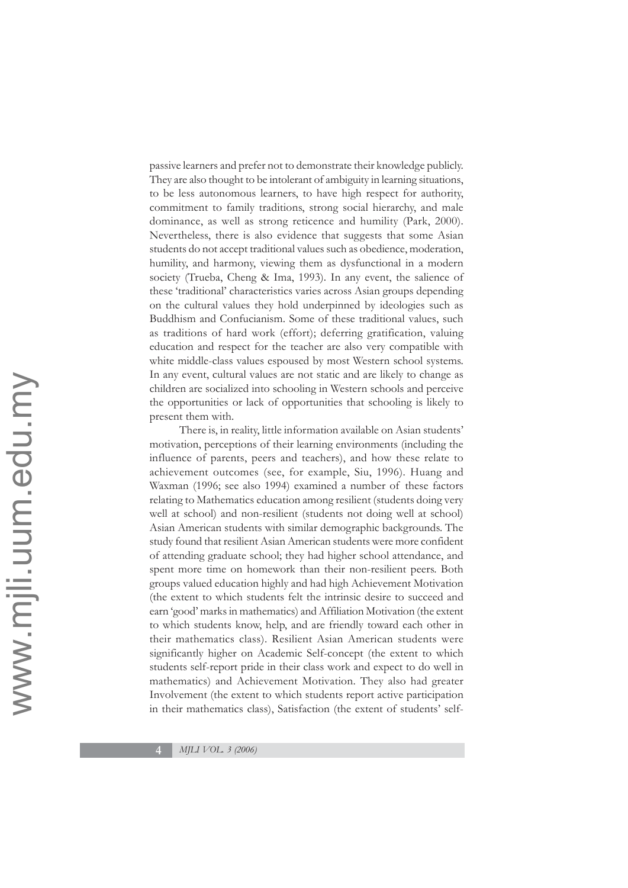passive learners and prefer not to demonstrate their knowledge publicly. They are also thought to be intolerant of ambiguity in learning situations, to be less autonomous learners, to have high respect for authority, commitment to family traditions, strong social hierarchy, and male dominance, as well as strong reticence and humility (Park, 2000). Nevertheless, there is also evidence that suggests that some Asian students do not accept traditional values such as obedience, moderation, humility, and harmony, viewing them as dysfunctional in a modern society (Trueba, Cheng & Ima, 1993). In any event, the salience of these 'traditional' characteristics varies across Asian groups depending on the cultural values they hold underpinned by ideologies such as Buddhism and Confucianism. Some of these traditional values, such as traditions of hard work (effort); deferring gratification, valuing education and respect for the teacher are also very compatible with white middle-class values espoused by most Western school systems. In any event, cultural values are not static and are likely to change as children are socialized into schooling in Western schools and perceive the opportunities or lack of opportunities that schooling is likely to present them with.

There is, in reality, little information available on Asian students' motivation, perceptions of their learning environments (including the influence of parents, peers and teachers), and how these relate to achievement outcomes (see, for example, Siu, 1996). Huang and Waxman (1996; see also 1994) examined a number of these factors relating to Mathematics education among resilient (students doing very well at school) and non-resilient (students not doing well at school) Asian American students with similar demographic backgrounds. The study found that resilient Asian American students were more confident of attending graduate school; they had higher school attendance, and spent more time on homework than their non-resilient peers. Both groups valued education highly and had high Achievement Motivation (the extent to which students felt the intrinsic desire to succeed and earn 'good' marks in mathematics) and Affiliation Motivation (the extent to which students know, help, and are friendly toward each other in their mathematics class). Resilient Asian American students were significantly higher on Academic Self-concept (the extent to which students self-report pride in their class work and expect to do well in mathematics) and Achievement Motivation. They also had greater Involvement (the extent to which students report active participation in their mathematics class), Satisfaction (the extent of students' self-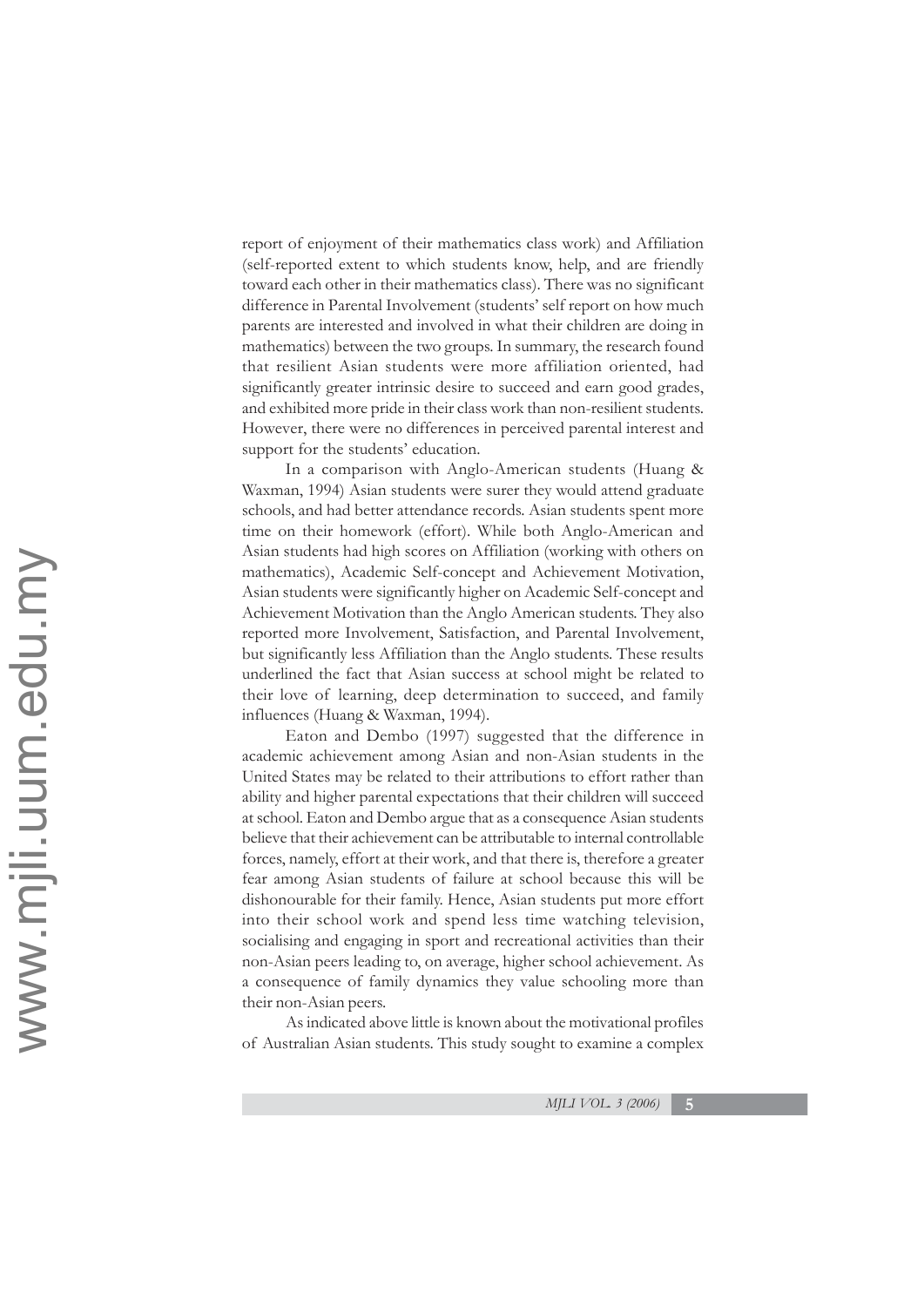report of enjoyment of their mathematics class work) and Affiliation (self-reported extent to which students know, help, and are friendly toward each other in their mathematics class). There was no significant difference in Parental Involvement (students' self report on how much parents are interested and involved in what their children are doing in mathematics) between the two groups. In summary, the research found that resilient Asian students were more affiliation oriented, had significantly greater intrinsic desire to succeed and earn good grades, and exhibited more pride in their class work than non-resilient students. However, there were no differences in perceived parental interest and support for the students' education.

In a comparison with Anglo-American students (Huang & Waxman, 1994) Asian students were surer they would attend graduate schools, and had better attendance records. Asian students spent more time on their homework (effort). While both Anglo-American and Asian students had high scores on Affiliation (working with others on mathematics), Academic Self-concept and Achievement Motivation, Asian students were significantly higher on Academic Self-concept and Achievement Motivation than the Anglo American students. They also reported more Involvement, Satisfaction, and Parental Involvement, but significantly less Affiliation than the Anglo students. These results underlined the fact that Asian success at school might be related to their love of learning, deep determination to succeed, and family influences (Huang & Waxman, 1994).

Eaton and Dembo (1997) suggested that the difference in academic achievement among Asian and non-Asian students in the United States may be related to their attributions to effort rather than ability and higher parental expectations that their children will succeed at school. Eaton and Dembo argue that as a consequence Asian students believe that their achievement can be attributable to internal controllable forces, namely, effort at their work, and that there is, therefore a greater fear among Asian students of failure at school because this will be dishonourable for their family. Hence, Asian students put more effort into their school work and spend less time watching television, socialising and engaging in sport and recreational activities than their non-Asian peers leading to, on average, higher school achievement. As a consequence of family dynamics they value schooling more than their non-Asian peers.

As indicated above little is known about the motivational profiles of Australian Asian students. This study sought to examine a complex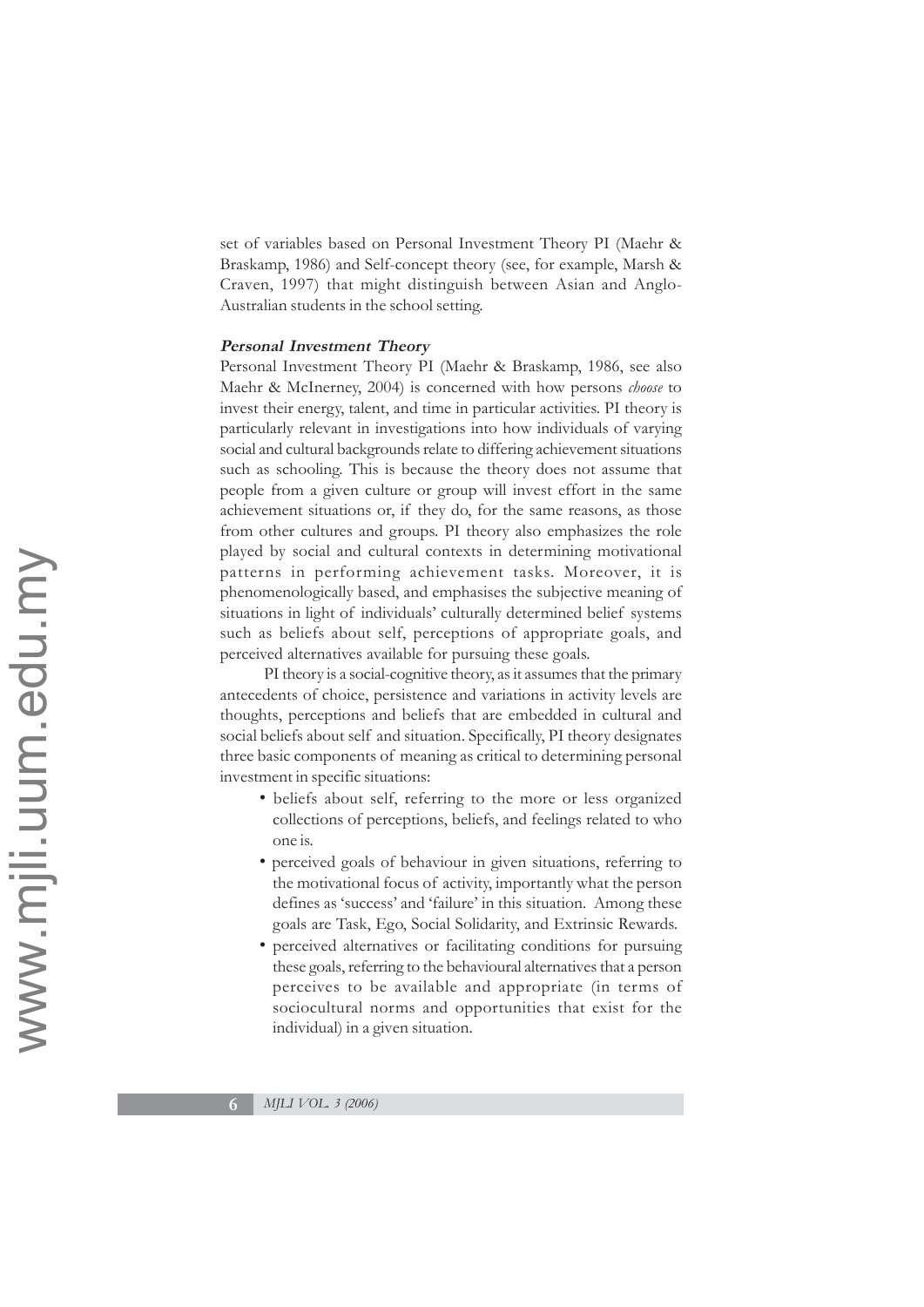set of variables based on Personal Investment Theory PI (Maehr & Braskamp, 1986) and Self-concept theory (see, for example, Marsh & Craven, 1997) that might distinguish between Asian and Anglo-Australian students in the school setting.

### *Personal Investment Theory*

Personal Investment Theory PI (Maehr & Braskamp, 1986, see also Maehr & McInerney, 2004) is concerned with how persons *choose* to invest their energy, talent, and time in particular activities. PI theory is particularly relevant in investigations into how individuals of varying social and cultural backgrounds relate to differing achievement situations such as schooling. This is because the theory does not assume that people from a given culture or group will invest effort in the same achievement situations or, if they do, for the same reasons, as those from other cultures and groups. PI theory also emphasizes the role played by social and cultural contexts in determining motivational patterns in performing achievement tasks. Moreover, it is phenomenologically based, and emphasises the subjective meaning of situations in light of individuals' culturally determined belief systems such as beliefs about self, perceptions of appropriate goals, and perceived alternatives available for pursuing these goals.

PI theory is a social-cognitive theory, as it assumes that the primary antecedents of choice, persistence and variations in activity levels are thoughts, perceptions and beliefs that are embedded in cultural and social beliefs about self and situation. Specifically, PI theory designates three basic components of meaning as critical to determining personal investment in specific situations:

- beliefs about self, referring to the more or less organized collections of perceptions, beliefs, and feelings related to who one is.
- perceived goals of behaviour in given situations, referring to the motivational focus of activity, importantly what the person defines as 'success' and 'failure' in this situation. Among these goals are Task, Ego, Social Solidarity, and Extrinsic Rewards.
- perceived alternatives or facilitating conditions for pursuing these goals, referring to the behavioural alternatives that a person perceives to be available and appropriate (in terms of sociocultural norms and opportunities that exist for the individual) in a given situation.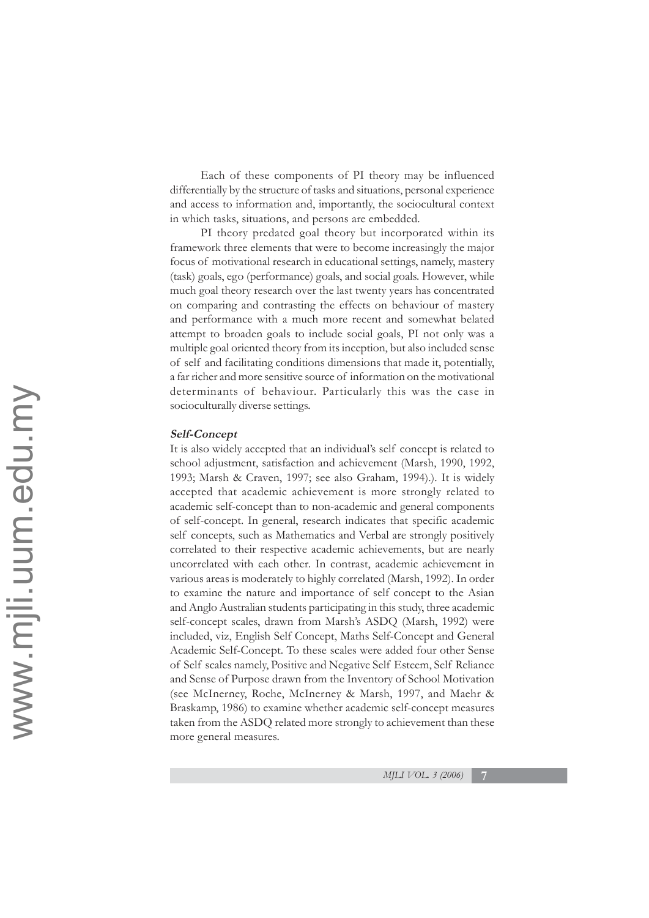Each of these components of PI theory may be influenced differentially by the structure of tasks and situations, personal experience and access to information and, importantly, the sociocultural context in which tasks, situations, and persons are embedded.

PI theory predated goal theory but incorporated within its framework three elements that were to become increasingly the major focus of motivational research in educational settings, namely, mastery (task) goals, ego (performance) goals, and social goals. However, while much goal theory research over the last twenty years has concentrated on comparing and contrasting the effects on behaviour of mastery and performance with a much more recent and somewhat belated attempt to broaden goals to include social goals, PI not only was a multiple goal oriented theory from its inception, but also included sense of self and facilitating conditions dimensions that made it, potentially, a far richer and more sensitive source of information on the motivational determinants of behaviour. Particularly this was the case in socioculturally diverse settings.

***Self-Concept***

It is also widely accepted that an individual's self concept is related to school adjustment, satisfaction and achievement (Marsh, 1990, 1992, 1993; Marsh & Craven, 1997; see also Graham, 1994).). It is widely accepted that academic achievement is more strongly related to academic self-concept than to non-academic and general components of self-concept. In general, research indicates that specific academic self concepts, such as Mathematics and Verbal are strongly positively correlated to their respective academic achievements, but are nearly uncorrelated with each other. In contrast, academic achievement in various areas is moderately to highly correlated (Marsh, 1992). In order to examine the nature and importance of self concept to the Asian and Anglo Australian students participating in this study, three academic self-concept scales, drawn from Marsh's ASDQ (Marsh, 1992) were included, viz, English Self Concept, Maths Self-Concept and General Academic Self-Concept. To these scales were added four other Sense of Self scales namely, Positive and Negative Self Esteem, Self Reliance and Sense of Purpose drawn from the Inventory of School Motivation (see McInerney, Roche, McInerney & Marsh, 1997, and Maehr & Braskamp, 1986) to examine whether academic self-concept measures taken from the ASDQ related more strongly to achievement than these more general measures.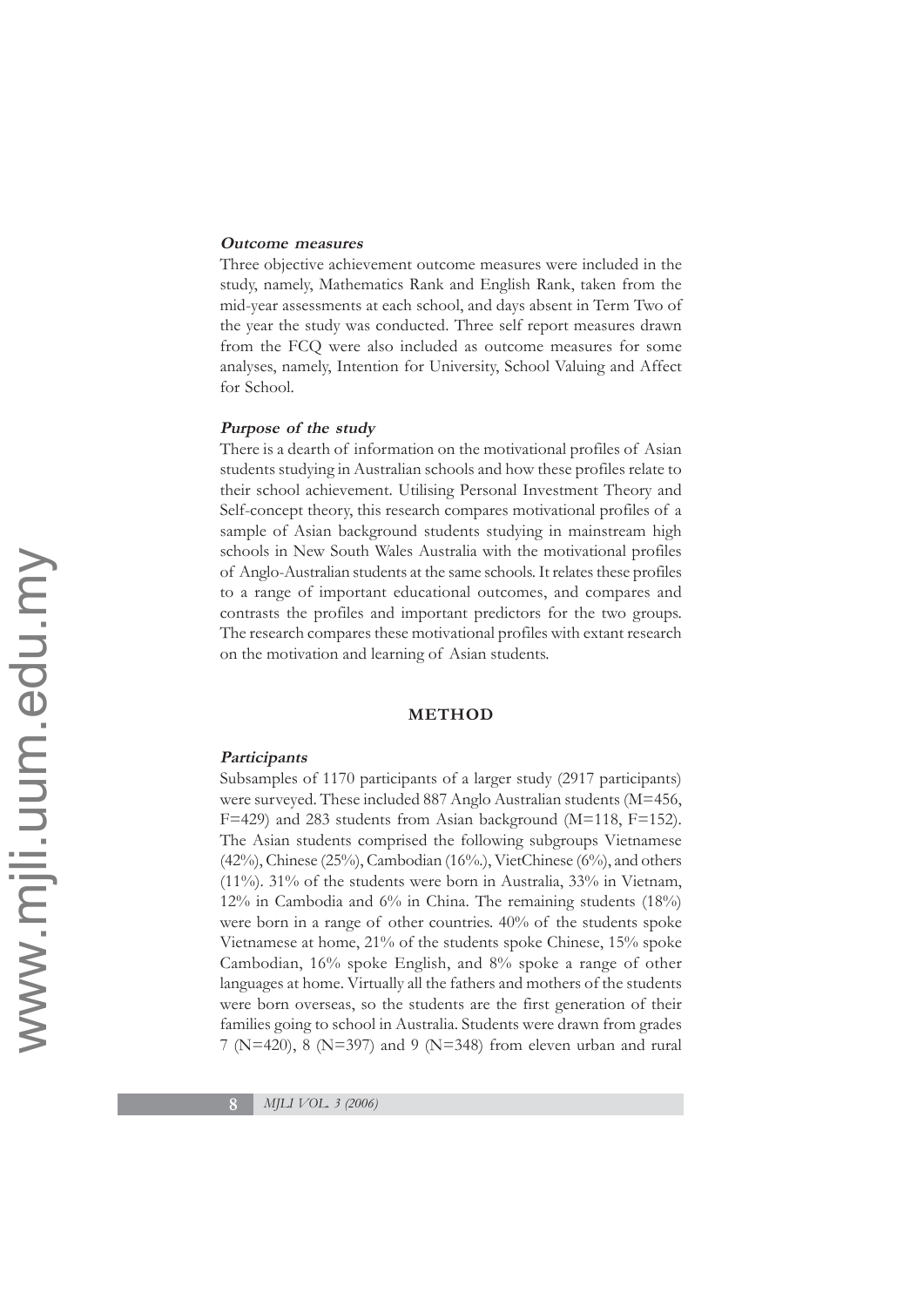***Outcome measures***

Three objective achievement outcome measures were included in the study, namely, Mathematics Rank and English Rank, taken from the mid-year assessments at each school, and days absent in Term Two of the year the study was conducted. Three self report measures drawn from the FCQ were also included as outcome measures for some analyses, namely, Intention for University, School Valuing and Affect for School.

***Purpose of the study***

There is a dearth of information on the motivational profiles of Asian students studying in Australian schools and how these profiles relate to their school achievement. Utilising Personal Investment Theory and Self-concept theory, this research compares motivational profiles of a sample of Asian background students studying in mainstream high schools in New South Wales Australia with the motivational profiles of Anglo-Australian students at the same schools. It relates these profiles to a range of important educational outcomes, and compares and contrasts the profiles and important predictors for the two groups. The research compares these motivational profiles with extant research on the motivation and learning of Asian students.

## METHOD

***Participants***

Subsamples of 1170 participants of a larger study (2917 participants) were surveyed. These included 887 Anglo Australian students (M=456, F=429) and 283 students from Asian background (M=118, F=152). The Asian students comprised the following subgroups Vietnamese (42%), Chinese (25%), Cambodian (16%.), VietChinese (6%), and others (11%). 31% of the students were born in Australia, 33% in Vietnam, 12% in Cambodia and 6% in China. The remaining students (18%) were born in a range of other countries. 40% of the students spoke Vietnamese at home, 21% of the students spoke Chinese, 15% spoke Cambodian, 16% spoke English, and 8% spoke a range of other languages at home. Virtually all the fathers and mothers of the students were born overseas, so the students are the first generation of their families going to school in Australia. Students were drawn from grades 7 (N=420), 8 (N=397) and 9 (N=348) from eleven urban and rural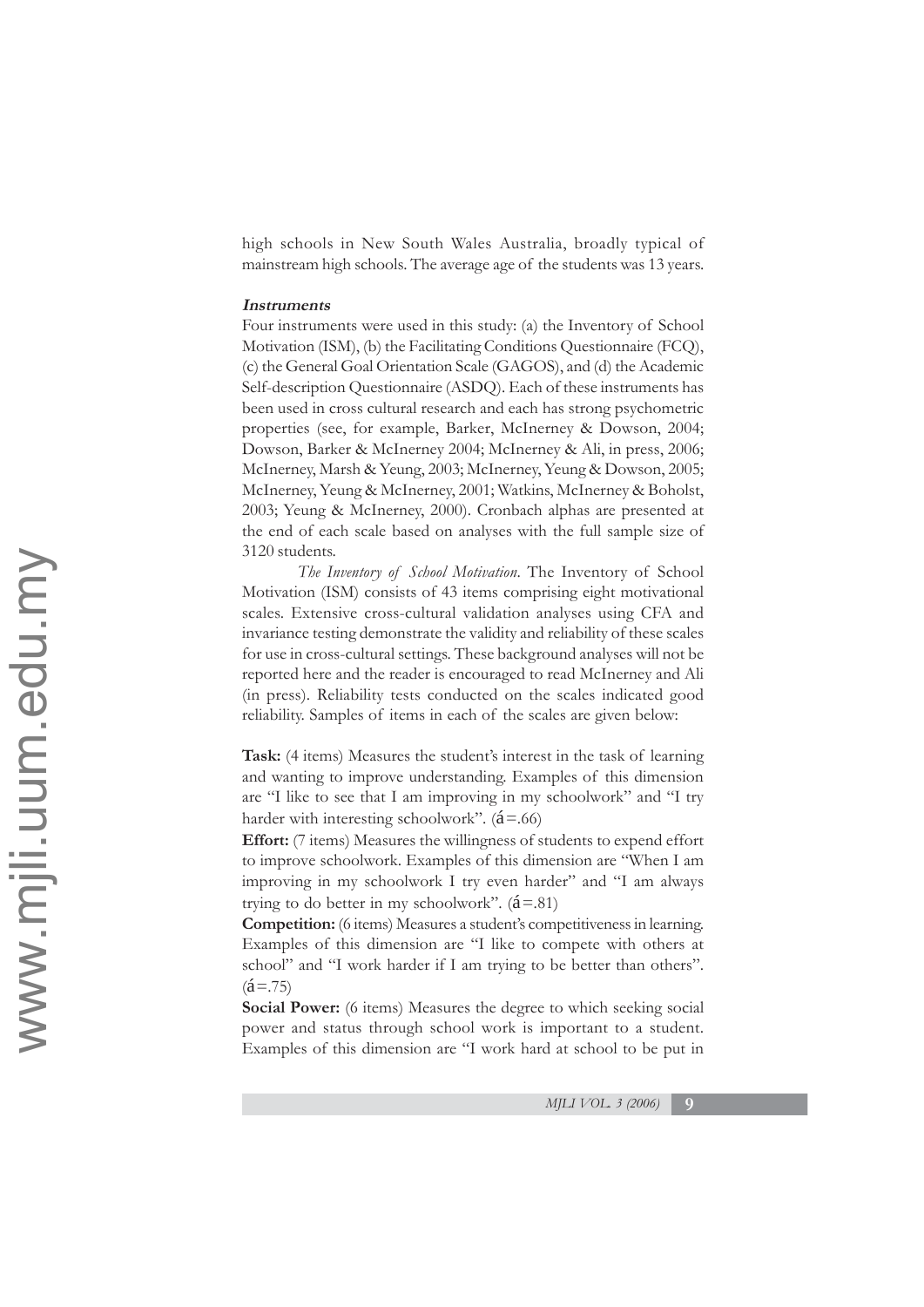high schools in New South Wales Australia, broadly typical of mainstream high schools. The average age of the students was 13 years.

### *Instruments*

Four instruments were used in this study: (a) the Inventory of School Motivation (ISM), (b) the Facilitating Conditions Questionnaire (FCQ), (c) the General Goal Orientation Scale (GAGOS), and (d) the Academic Self-description Questionnaire (ASDQ). Each of these instruments has been used in cross cultural research and each has strong psychometric properties (see, for example, Barker, McInerney & Dowson, 2004; Dowson, Barker & McInerney 2004; McInerney & Ali, in press, 2006; McInerney, Marsh & Yeung, 2003; McInerney, Yeung & Dowson, 2005; McInerney, Yeung & McInerney, 2001; Watkins, McInerney & Boholst, 2003; Yeung & McInerney, 2000). Cronbach alphas are presented at the end of each scale based on analyses with the full sample size of 3120 students.

*The Inventory of School Motivation*. The Inventory of School Motivation (ISM) consists of 43 items comprising eight motivational scales. Extensive cross-cultural validation analyses using CFA and invariance testing demonstrate the validity and reliability of these scales for use in cross-cultural settings. These background analyses will not be reported here and the reader is encouraged to read McInerney and Ali (in press). Reliability tests conducted on the scales indicated good reliability. Samples of items in each of the scales are given below:

**Task:** (4 items) Measures the student's interest in the task of learning and wanting to improve understanding. Examples of this dimension are "I like to see that I am improving in my schoolwork" and "I try harder with interesting schoolwork". ($\alpha$=.66)

**Effort:** (7 items) Measures the willingness of students to expend effort to improve schoolwork. Examples of this dimension are "When I am improving in my schoolwork I try even harder" and "I am always trying to do better in my schoolwork". ($\alpha$=.81)

**Competition:** (6 items) Measures a student's competitiveness in learning. Examples of this dimension are "I like to compete with others at school" and "I work harder if I am trying to be better than others". ($\alpha$=.75)

**Social Power:** (6 items) Measures the degree to which seeking social power and status through school work is important to a student. Examples of this dimension are "I work hard at school to be put in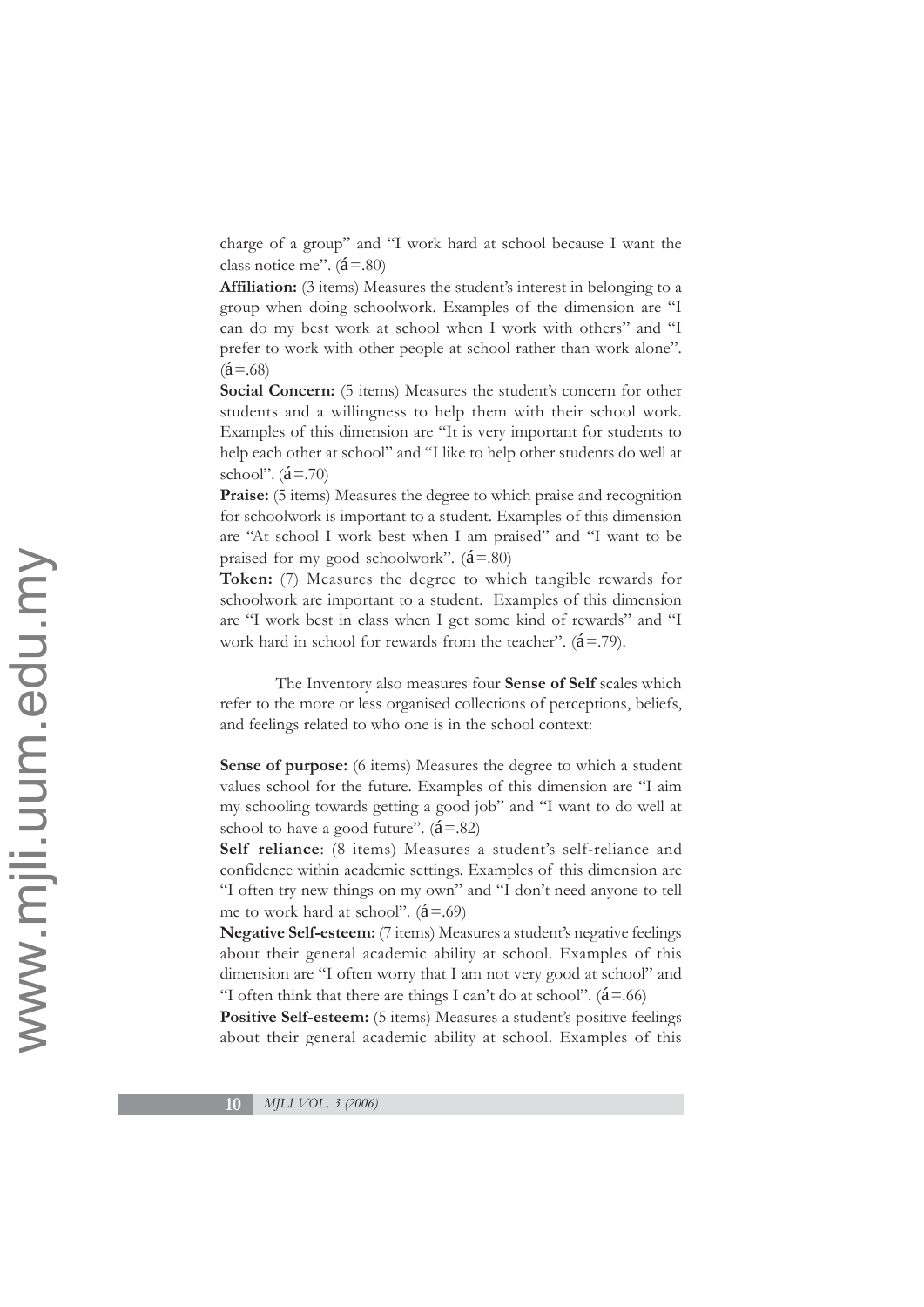charge of a group" and "I work hard at school because I want the class notice me". (á=.80)

**Affiliation:** (3 items) Measures the student's interest in belonging to a group when doing schoolwork. Examples of the dimension are "I can do my best work at school when I work with others" and "I prefer to work with other people at school rather than work alone". (á=.68)

**Social Concern:** (5 items) Measures the student's concern for other students and a willingness to help them with their school work. Examples of this dimension are "It is very important for students to help each other at school" and "I like to help other students do well at school". (á=.70)

**Praise:** (5 items) Measures the degree to which praise and recognition for schoolwork is important to a student. Examples of this dimension are "At school I work best when I am praised" and "I want to be praised for my good schoolwork". (á=.80)

**Token:** (7) Measures the degree to which tangible rewards for schoolwork are important to a student. Examples of this dimension are "I work best in class when I get some kind of rewards" and "I work hard in school for rewards from the teacher". (á=.79).

The Inventory also measures four **Sense of Self** scales which refer to the more or less organised collections of perceptions, beliefs, and feelings related to who one is in the school context:

**Sense of purpose:** (6 items) Measures the degree to which a student values school for the future. Examples of this dimension are "I aim my schooling towards getting a good job" and "I want to do well at school to have a good future". (á=.82)

**Self reliance**: (8 items) Measures a student's self-reliance and confidence within academic settings. Examples of this dimension are "I often try new things on my own" and "I don't need anyone to tell me to work hard at school". (á=.69)

**Negative Self-esteem:** (7 items) Measures a student's negative feelings about their general academic ability at school. Examples of this dimension are "I often worry that I am not very good at school" and "I often think that there are things I can't do at school". (á=.66)

**Positive Self-esteem:** (5 items) Measures a student's positive feelings about their general academic ability at school. Examples of this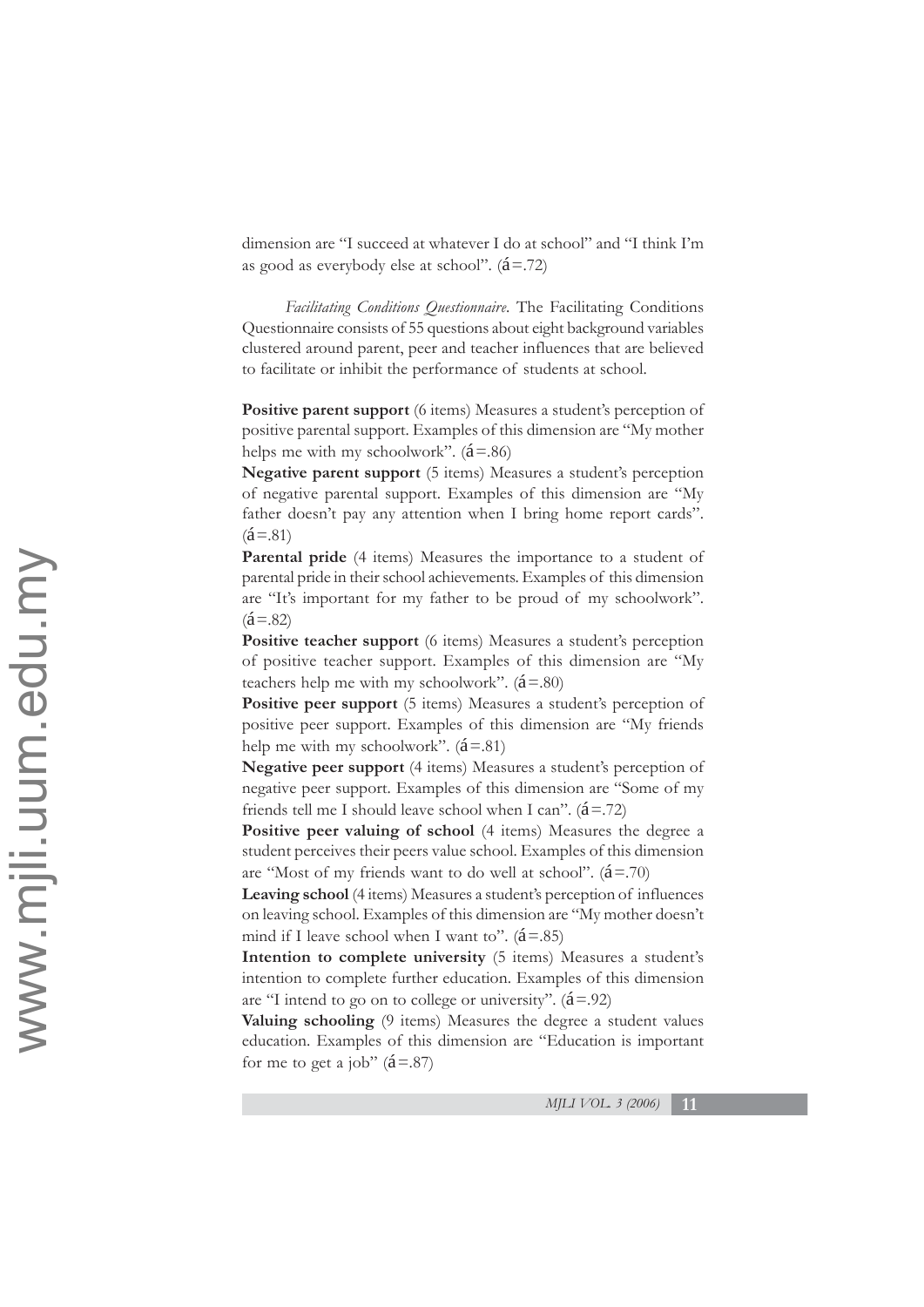dimension are "I succeed at whatever I do at school" and "I think I'm as good as everybody else at school". (á=.72)

*Facilitating Conditions Questionnaire*. The Facilitating Conditions Questionnaire consists of 55 questions about eight background variables clustered around parent, peer and teacher influences that are believed to facilitate or inhibit the performance of students at school.

**Positive parent support** (6 items) Measures a student's perception of positive parental support. Examples of this dimension are "My mother helps me with my schoolwork". (á=.86)

**Negative parent support** (5 items) Measures a student's perception of negative parental support. Examples of this dimension are "My father doesn't pay any attention when I bring home report cards". (á=.81)

**Parental pride** (4 items) Measures the importance to a student of parental pride in their school achievements. Examples of this dimension are "It's important for my father to be proud of my schoolwork". (á=.82)

**Positive teacher support** (6 items) Measures a student's perception of positive teacher support. Examples of this dimension are "My teachers help me with my schoolwork". (á=.80)

**Positive peer support** (5 items) Measures a student's perception of positive peer support. Examples of this dimension are "My friends help me with my schoolwork". (á=.81)

**Negative peer support** (4 items) Measures a student's perception of negative peer support. Examples of this dimension are "Some of my friends tell me I should leave school when I can". (á=.72)

**Positive peer valuing of school** (4 items) Measures the degree a student perceives their peers value school. Examples of this dimension are "Most of my friends want to do well at school". (á=.70)

**Leaving school** (4 items) Measures a student's perception of influences on leaving school. Examples of this dimension are "My mother doesn't mind if I leave school when I want to". (á=.85)

**Intention to complete university** (5 items) Measures a student's intention to complete further education. Examples of this dimension are "I intend to go on to college or university". (á=.92)

**Valuing schooling** (9 items) Measures the degree a student values education. Examples of this dimension are "Education is important for me to get a job" (á=.87)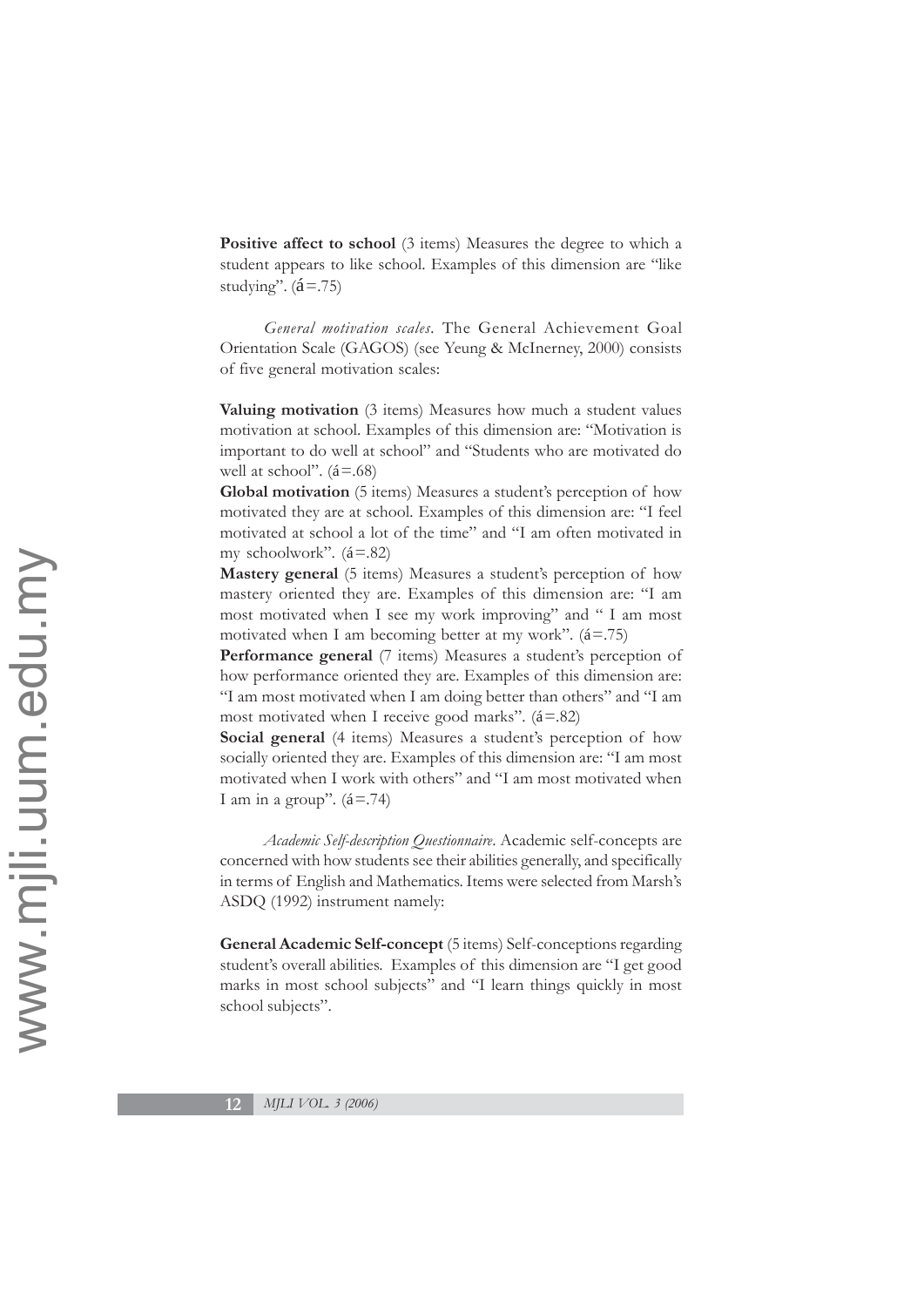**Positive affect to school** (3 items) Measures the degree to which a student appears to like school. Examples of this dimension are "like studying". (á=.75)

*General motivation scales*. The General Achievement Goal Orientation Scale (GAGOS) (see Yeung & McInerney, 2000) consists of five general motivation scales:

**Valuing motivation** (3 items) Measures how much a student values motivation at school. Examples of this dimension are: "Motivation is important to do well at school" and "Students who are motivated do well at school". (á=.68)

**Global motivation** (5 items) Measures a student's perception of how motivated they are at school. Examples of this dimension are: "I feel motivated at school a lot of the time" and "I am often motivated in my schoolwork". (á=.82)

**Mastery general** (5 items) Measures a student's perception of how mastery oriented they are. Examples of this dimension are: "I am most motivated when I see my work improving" and " I am most motivated when I am becoming better at my work". (á=.75)

**Performance general** (7 items) Measures a student's perception of how performance oriented they are. Examples of this dimension are: "I am most motivated when I am doing better than others" and "I am most motivated when I receive good marks". (á=.82)

**Social general** (4 items) Measures a student's perception of how socially oriented they are. Examples of this dimension are: "I am most motivated when I work with others" and "I am most motivated when I am in a group". (á=.74)

*Academic Self-description Questionnaire*. Academic self-concepts are concerned with how students see their abilities generally, and specifically in terms of English and Mathematics. Items were selected from Marsh's ASDQ (1992) instrument namely:

**General Academic Self-concept** (5 items) Self-conceptions regarding student's overall abilities. Examples of this dimension are "I get good marks in most school subjects" and "I learn things quickly in most school subjects".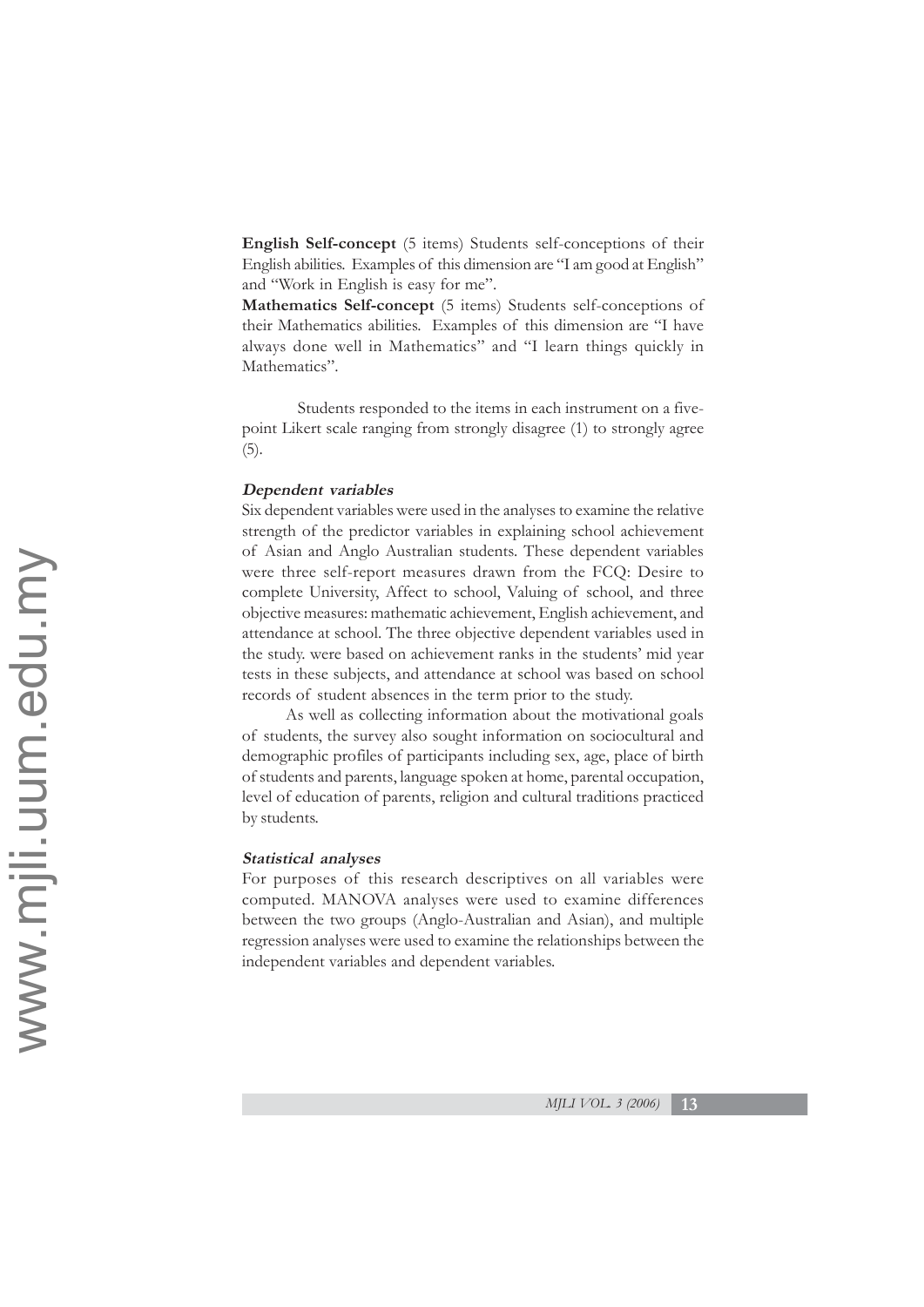**English Self-concept** (5 items) Students self-conceptions of their English abilities. Examples of this dimension are "I am good at English" and "Work in English is easy for me".

**Mathematics Self-concept** (5 items) Students self-conceptions of their Mathematics abilities. Examples of this dimension are "I have always done well in Mathematics" and "I learn things quickly in Mathematics".

Students responded to the items in each instrument on a five-point Likert scale ranging from strongly disagree (1) to strongly agree (5).

#### *Dependent variables*

Six dependent variables were used in the analyses to examine the relative strength of the predictor variables in explaining school achievement of Asian and Anglo Australian students. These dependent variables were three self-report measures drawn from the FCQ: Desire to complete University, Affect to school, Valuing of school, and three objective measures: mathematic achievement, English achievement, and attendance at school. The three objective dependent variables used in the study. were based on achievement ranks in the students' mid year tests in these subjects, and attendance at school was based on school records of student absences in the term prior to the study.

As well as collecting information about the motivational goals of students, the survey also sought information on sociocultural and demographic profiles of participants including sex, age, place of birth of students and parents, language spoken at home, parental occupation, level of education of parents, religion and cultural traditions practiced by students.

#### *Statistical analyses*

For purposes of this research descriptives on all variables were computed. MANOVA analyses were used to examine differences between the two groups (Anglo-Australian and Asian), and multiple regression analyses were used to examine the relationships between the independent variables and dependent variables.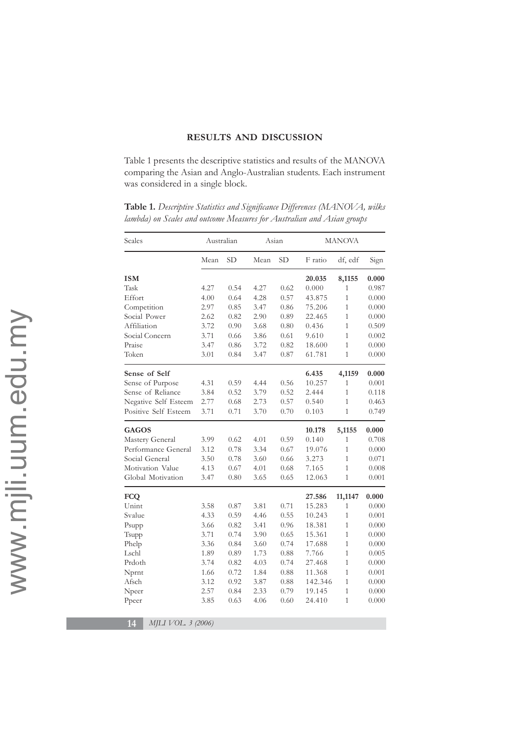## RESULTS AND DISCUSSION

Table 1 presents the descriptive statistics and results of the MANOVA comparing the Asian and Anglo-Australian students. Each instrument was considered in a single block.

**Table 1.** *Descriptive Statistics and Significance Differences (MANOVA, wilks lambda) on Scales and outcome Measures for Australian and Asian groups*

| Scales | Australian | | Asian | | MANOVA | | |
|---|---|---|---|---|---|---|---|
| | Mean | SD | Mean | SD | F ratio | df, edf | Sign |
| **ISM** | | | | | **20.035** | **8,1155** | **0.000** |
| Task | 4.27 | 0.54 | 4.27 | 0.62 | 0.000 | 1 | 0.987 |
| Effort | 4.00 | 0.64 | 4.28 | 0.57 | 43.875 | 1 | 0.000 |
| Competition | 2.97 | 0.85 | 3.47 | 0.86 | 75.206 | 1 | 0.000 |
| Social Power | 2.62 | 0.82 | 2.90 | 0.89 | 22.465 | 1 | 0.000 |
| Affiliation | 3.72 | 0.90 | 3.68 | 0.80 | 0.436 | 1 | 0.509 |
| Social Concern | 3.71 | 0.66 | 3.86 | 0.61 | 9.610 | 1 | 0.002 |
| Praise | 3.47 | 0.86 | 3.72 | 0.82 | 18.600 | 1 | 0.000 |
| Token | 3.01 | 0.84 | 3.47 | 0.87 | 61.781 | 1 | 0.000 |
| **Sense of Self** | | | | | **6.435** | **4,1159** | **0.000** |
| Sense of Purpose | 4.31 | 0.59 | 4.44 | 0.56 | 10.257 | 1 | 0.001 |
| Sense of Reliance | 3.84 | 0.52 | 3.79 | 0.52 | 2.444 | 1 | 0.118 |
| Negative Self Esteem | 2.77 | 0.68 | 2.73 | 0.57 | 0.540 | 1 | 0.463 |
| Positive Self Esteem | 3.71 | 0.71 | 3.70 | 0.70 | 0.103 | 1 | 0.749 |
| **GAGOS** | | | | | **10.178** | **5,1155** | **0.000** |
| Mastery General | 3.99 | 0.62 | 4.01 | 0.59 | 0.140 | 1 | 0.708 |
| Performance General | 3.12 | 0.78 | 3.34 | 0.67 | 19.076 | 1 | 0.000 |
| Social General | 3.50 | 0.78 | 3.60 | 0.66 | 3.273 | 1 | 0.071 |
| Motivation Value | 4.13 | 0.67 | 4.01 | 0.68 | 7.165 | 1 | 0.008 |
| Global Motivation | 3.47 | 0.80 | 3.65 | 0.65 | 12.063 | 1 | 0.001 |
| **FCQ** | | | | | **27.586** | **11,1147** | **0.000** |
| Unint | 3.58 | 0.87 | 3.81 | 0.71 | 15.283 | 1 | 0.000 |
| Svalue | 4.33 | 0.59 | 4.46 | 0.55 | 10.243 | 1 | 0.001 |
| Psupp | 3.66 | 0.82 | 3.41 | 0.96 | 18.381 | 1 | 0.000 |
| Tsupp | 3.71 | 0.74 | 3.90 | 0.65 | 15.361 | 1 | 0.000 |
| Phelp | 3.36 | 0.84 | 3.60 | 0.74 | 17.688 | 1 | 0.000 |
| Lschl | 1.89 | 0.89 | 1.73 | 0.88 | 7.766 | 1 | 0.005 |
| Prdoth | 3.74 | 0.82 | 4.03 | 0.74 | 27.468 | 1 | 0.000 |
| Nprnt | 1.66 | 0.72 | 1.84 | 0.88 | 11.368 | 1 | 0.001 |
| Afsch | 3.12 | 0.92 | 3.87 | 0.88 | 142.346 | 1 | 0.000 |
| Npeer | 2.57 | 0.84 | 2.33 | 0.79 | 19.145 | 1 | 0.000 |
| Ppeer | 3.85 | 0.63 | 4.06 | 0.60 | 24.410 | 1 | 0.000 |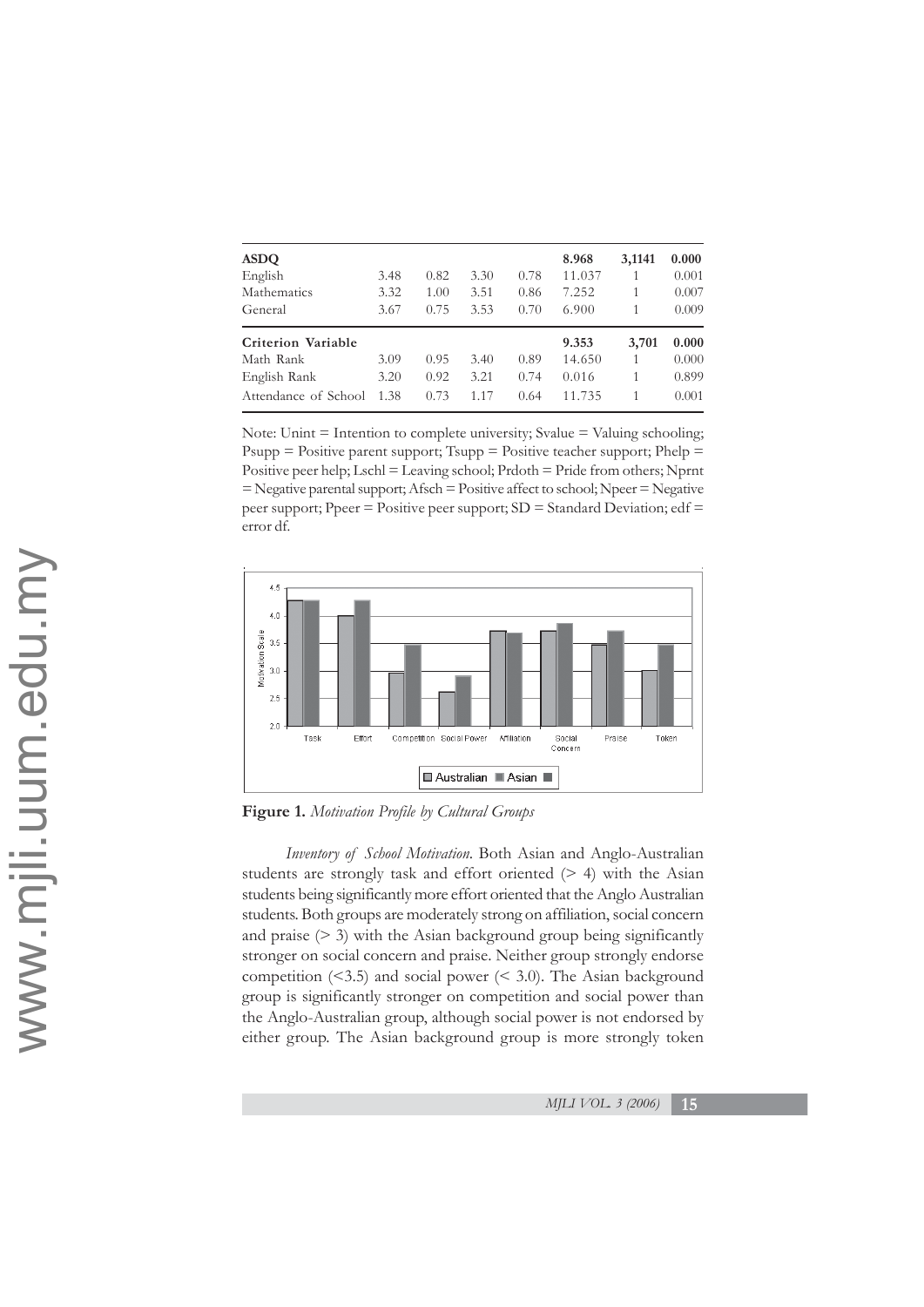| ASDQ | | | | | 8.968 | 3,1141 | 0.000 |
|---|---|---|---|---|---|---|---|
| English | 3.48 | 0.82 | 3.30 | 0.78 | 11.037 | 1 | 0.001 |
| Mathematics | 3.32 | 1.00 | 3.51 | 0.86 | 7.252 | 1 | 0.007 |
| General | 3.67 | 0.75 | 3.53 | 0.70 | 6.900 | 1 | 0.009 |
| **Criterion Variable** | | | | | **9.353** | **3,701** | **0.000** |
| Math Rank | 3.09 | 0.95 | 3.40 | 0.89 | 14.650 | 1 | 0.000 |
| English Rank | 3.20 | 0.92 | 3.21 | 0.74 | 0.016 | 1 | 0.899 |
| Attendance of School | 1.38 | 0.73 | 1.17 | 0.64 | 11.735 | 1 | 0.001 |

Note: Unint = Intention to complete university; Svalue = Valuing schooling; Psupp = Positive parent support; Tsupp = Positive teacher support; Phelp = Positive peer help; Lschl = Leaving school; Prdoth = Pride from others; Nprnt = Negative parental support; Afsch = Positive affect to school; Npeer = Negative peer support; Ppeer = Positive peer support; SD = Standard Deviation; edf = error df.

**Figure 1.** *Motivation Profile by Cultural Groups*

*Inventory of School Motivation*. Both Asian and Anglo-Australian students are strongly task and effort oriented (> 4) with the Asian students being significantly more effort oriented that the Anglo Australian students. Both groups are moderately strong on affiliation, social concern and praise (> 3) with the Asian background group being significantly stronger on social concern and praise. Neither group strongly endorse competition (<3.5) and social power (< 3.0). The Asian background group is significantly stronger on competition and social power than the Anglo-Australian group, although social power is not endorsed by either group. The Asian background group is more strongly token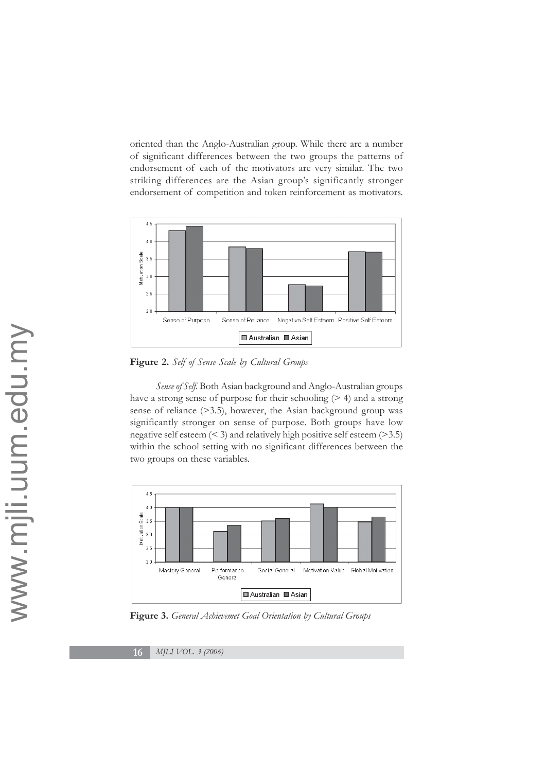oriented than the Anglo-Australian group. While there are a number of significant differences between the two groups the patterns of endorsement of each of the motivators are very similar. The two striking differences are the Asian group's significantly stronger endorsement of competition and token reinforcement as motivators.

**Figure 2.** *Self of Sense Scale by Cultural Groups*

*Sense of Self.* Both Asian background and Anglo-Australian groups have a strong sense of purpose for their schooling (> 4) and a strong sense of reliance (>3.5), however, the Asian background group was significantly stronger on sense of purpose. Both groups have low negative self esteem (< 3) and relatively high positive self esteem (>3.5) within the school setting with no significant differences between the two groups on these variables.

**Figure 3.** *General Achievemet Goal Orientation by Cultural Groups*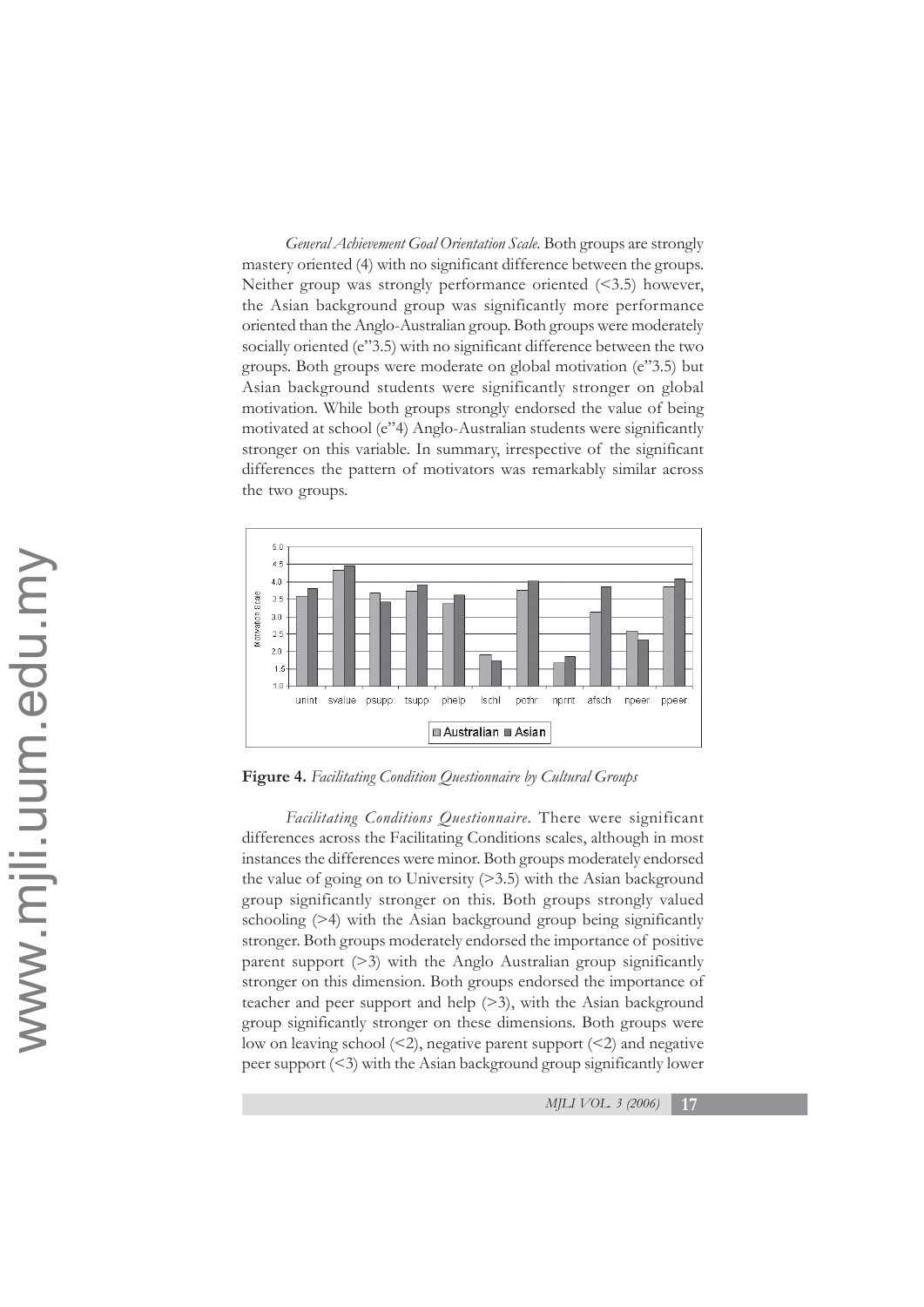*General Achievement Goal Orientation Scale*. Both groups are strongly mastery oriented (4) with no significant difference between the groups. Neither group was strongly performance oriented (<3.5) however, the Asian background group was significantly more performance oriented than the Anglo-Australian group. Both groups were moderately socially oriented (e"3.5) with no significant difference between the two groups. Both groups were moderate on global motivation (e"3.5) but Asian background students were significantly stronger on global motivation. While both groups strongly endorsed the value of being motivated at school (e"4) Anglo-Australian students were significantly stronger on this variable. In summary, irrespective of the significant differences the pattern of motivators was remarkably similar across the two groups.

**Figure 4.** *Facilitating Condition Questionnaire by Cultural Groups*

*Facilitating Conditions Questionnaire*. There were significant differences across the Facilitating Conditions scales, although in most instances the differences were minor. Both groups moderately endorsed the value of going on to University (>3.5) with the Asian background group significantly stronger on this. Both groups strongly valued schooling (>4) with the Asian background group being significantly stronger. Both groups moderately endorsed the importance of positive parent support (>3) with the Anglo Australian group significantly stronger on this dimension. Both groups endorsed the importance of teacher and peer support and help (>3), with the Asian background group significantly stronger on these dimensions. Both groups were low on leaving school (<2), negative parent support (<2) and negative peer support (<3) with the Asian background group significantly lower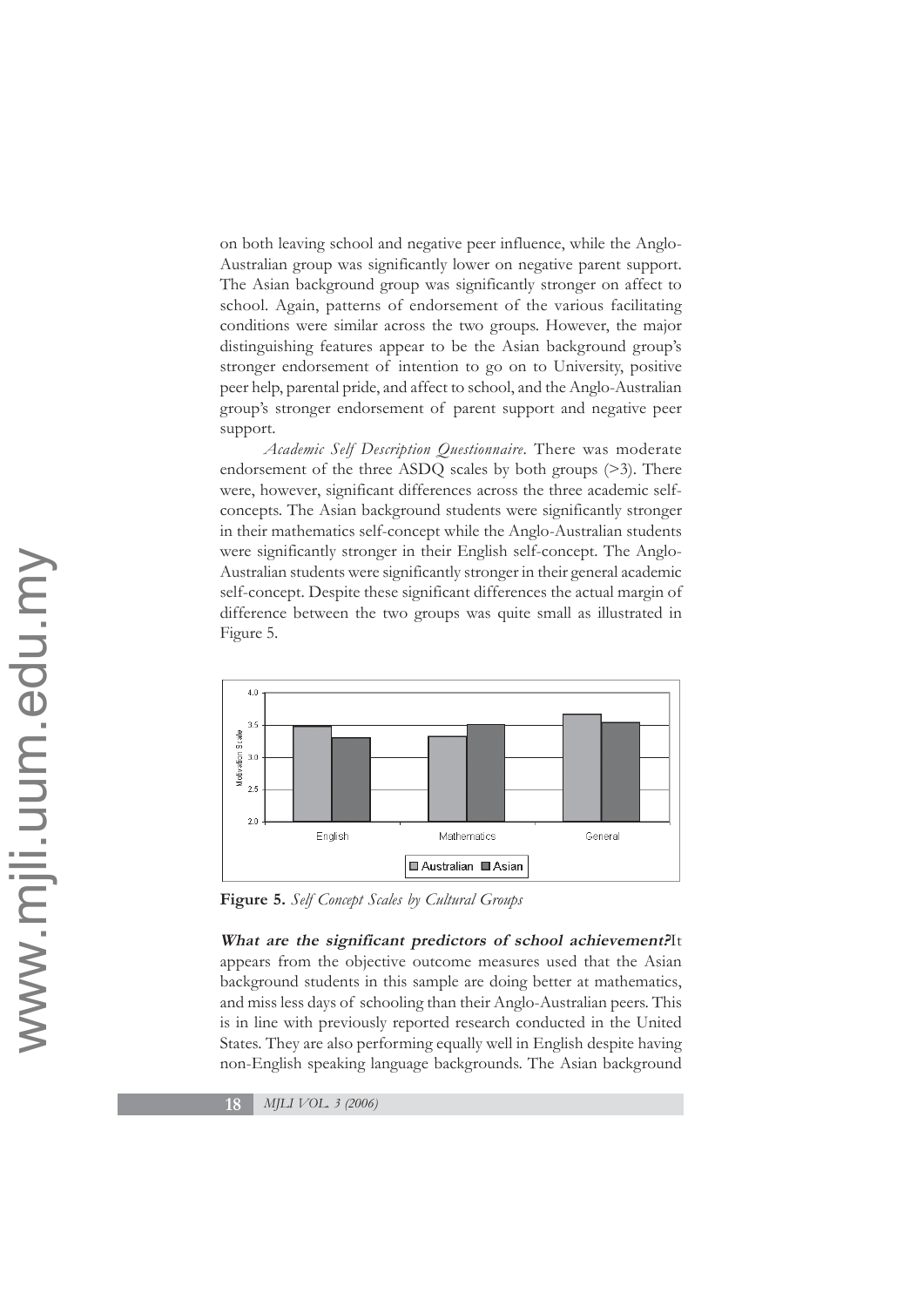on both leaving school and negative peer influence, while the Anglo-Australian group was significantly lower on negative parent support. The Asian background group was significantly stronger on affect to school. Again, patterns of endorsement of the various facilitating conditions were similar across the two groups. However, the major distinguishing features appear to be the Asian background group's stronger endorsement of intention to go on to University, positive peer help, parental pride, and affect to school, and the Anglo-Australian group's stronger endorsement of parent support and negative peer support.

*Academic Self Description Questionnaire*. There was moderate endorsement of the three ASDQ scales by both groups (>3). There were, however, significant differences across the three academic self-concepts. The Asian background students were significantly stronger in their mathematics self-concept while the Anglo-Australian students were significantly stronger in their English self-concept. The Anglo-Australian students were significantly stronger in their general academic self-concept. Despite these significant differences the actual margin of difference between the two groups was quite small as illustrated in Figure 5.

**Figure 5.** *Self Concept Scales by Cultural Groups*

***What are the significant predictors of school achievement?*** It appears from the objective outcome measures used that the Asian background students in this sample are doing better at mathematics, and miss less days of schooling than their Anglo-Australian peers. This is in line with previously reported research conducted in the United States. They are also performing equally well in English despite having non-English speaking language backgrounds. The Asian background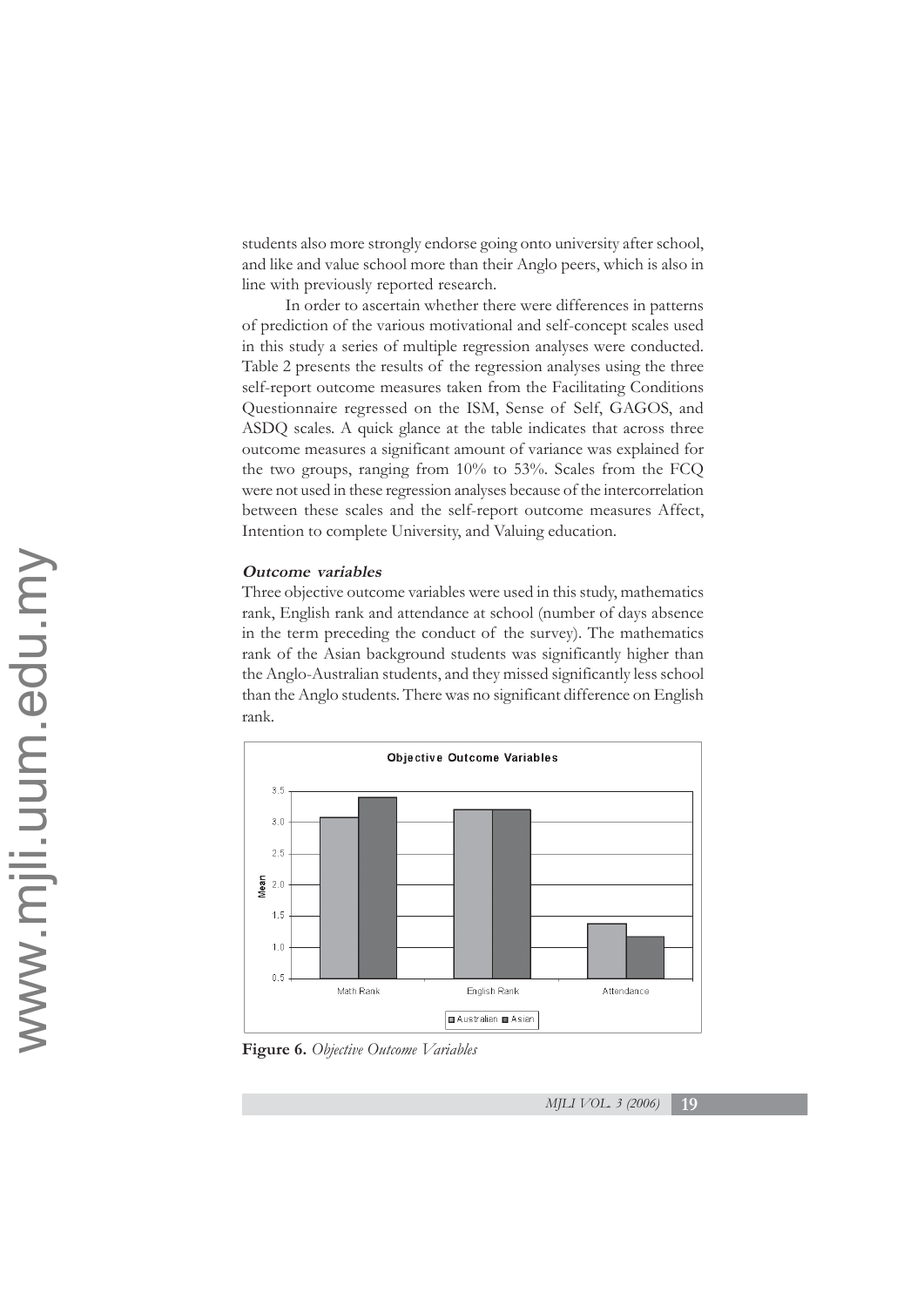students also more strongly endorse going onto university after school, and like and value school more than their Anglo peers, which is also in line with previously reported research.

In order to ascertain whether there were differences in patterns of prediction of the various motivational and self-concept scales used in this study a series of multiple regression analyses were conducted. Table 2 presents the results of the regression analyses using the three self-report outcome measures taken from the Facilitating Conditions Questionnaire regressed on the ISM, Sense of Self, GAGOS, and ASDQ scales. A quick glance at the table indicates that across three outcome measures a significant amount of variance was explained for the two groups, ranging from 10% to 53%. Scales from the FCQ were not used in these regression analyses because of the intercorrelation between these scales and the self-report outcome measures Affect, Intention to complete University, and Valuing education.

### ***Outcome variables***

Three objective outcome variables were used in this study, mathematics rank, English rank and attendance at school (number of days absence in the term preceding the conduct of the survey). The mathematics rank of the Asian background students was significantly higher than the Anglo-Australian students, and they missed significantly less school than the Anglo students. There was no significant difference on English rank.

**Figure 6.** *Objective Outcome Variables*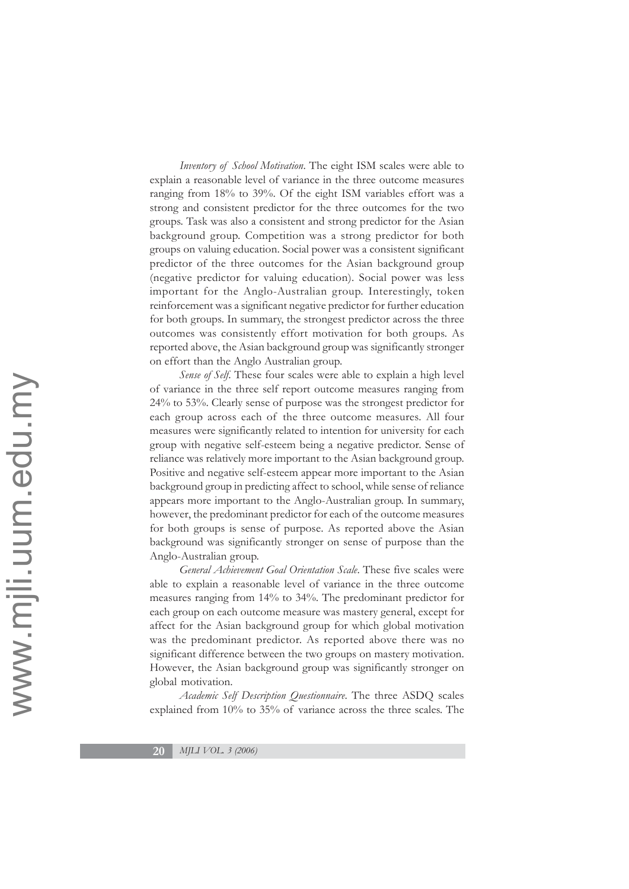*Inventory of School Motivation*. The eight ISM scales were able to explain a reasonable level of variance in the three outcome measures ranging from 18% to 39%. Of the eight ISM variables effort was a strong and consistent predictor for the three outcomes for the two groups. Task was also a consistent and strong predictor for the Asian background group. Competition was a strong predictor for both groups on valuing education. Social power was a consistent significant predictor of the three outcomes for the Asian background group (negative predictor for valuing education). Social power was less important for the Anglo-Australian group. Interestingly, token reinforcement was a significant negative predictor for further education for both groups. In summary, the strongest predictor across the three outcomes was consistently effort motivation for both groups. As reported above, the Asian background group was significantly stronger on effort than the Anglo Australian group.

*Sense of Self*. These four scales were able to explain a high level of variance in the three self report outcome measures ranging from 24% to 53%. Clearly sense of purpose was the strongest predictor for each group across each of the three outcome measures. All four measures were significantly related to intention for university for each group with negative self-esteem being a negative predictor. Sense of reliance was relatively more important to the Asian background group. Positive and negative self-esteem appear more important to the Asian background group in predicting affect to school, while sense of reliance appears more important to the Anglo-Australian group. In summary, however, the predominant predictor for each of the outcome measures for both groups is sense of purpose. As reported above the Asian background was significantly stronger on sense of purpose than the Anglo-Australian group.

*General Achievement Goal Orientation Scale*. These five scales were able to explain a reasonable level of variance in the three outcome measures ranging from 14% to 34%. The predominant predictor for each group on each outcome measure was mastery general, except for affect for the Asian background group for which global motivation was the predominant predictor. As reported above there was no significant difference between the two groups on mastery motivation. However, the Asian background group was significantly stronger on global motivation.

*Academic Self Description Questionnaire*. The three ASDQ scales explained from 10% to 35% of variance across the three scales. The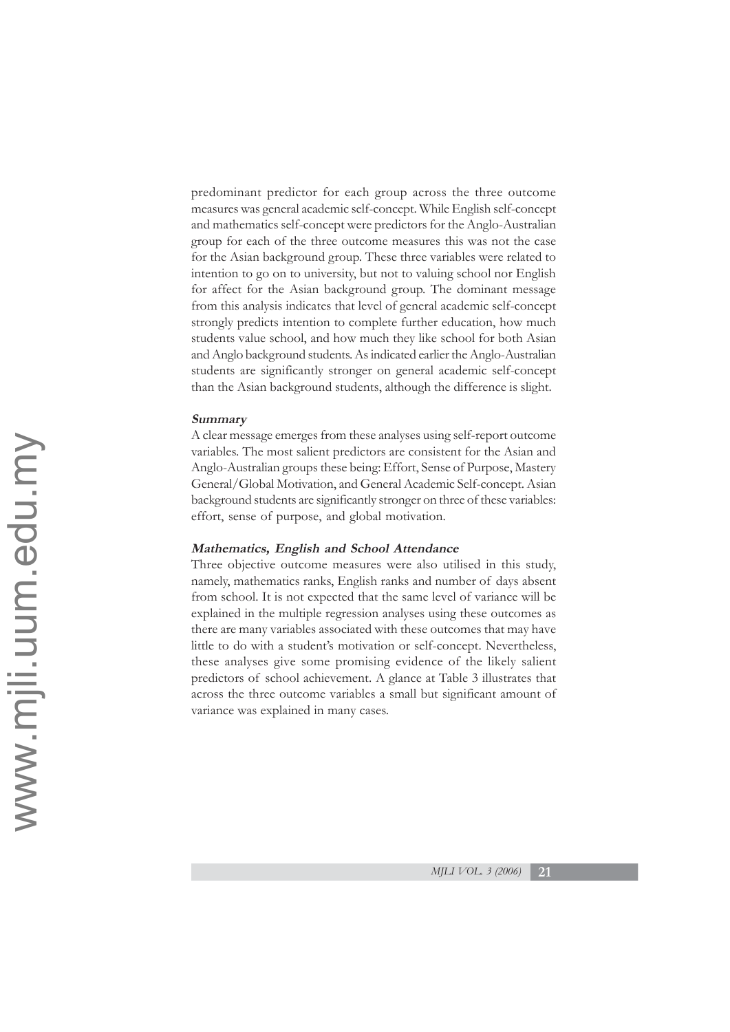predominant predictor for each group across the three outcome measures was general academic self-concept. While English self-concept and mathematics self-concept were predictors for the Anglo-Australian group for each of the three outcome measures this was not the case for the Asian background group. These three variables were related to intention to go on to university, but not to valuing school nor English for affect for the Asian background group. The dominant message from this analysis indicates that level of general academic self-concept strongly predicts intention to complete further education, how much students value school, and how much they like school for both Asian and Anglo background students. As indicated earlier the Anglo-Australian students are significantly stronger on general academic self-concept than the Asian background students, although the difference is slight.

***Summary***

A clear message emerges from these analyses using self-report outcome variables. The most salient predictors are consistent for the Asian and Anglo-Australian groups these being: Effort, Sense of Purpose, Mastery General/Global Motivation, and General Academic Self-concept. Asian background students are significantly stronger on three of these variables: effort, sense of purpose, and global motivation.

***Mathematics, English and School Attendance***

Three objective outcome measures were also utilised in this study, namely, mathematics ranks, English ranks and number of days absent from school. It is not expected that the same level of variance will be explained in the multiple regression analyses using these outcomes as there are many variables associated with these outcomes that may have little to do with a student's motivation or self-concept. Nevertheless, these analyses give some promising evidence of the likely salient predictors of school achievement. A glance at Table 3 illustrates that across the three outcome variables a small but significant amount of variance was explained in many cases.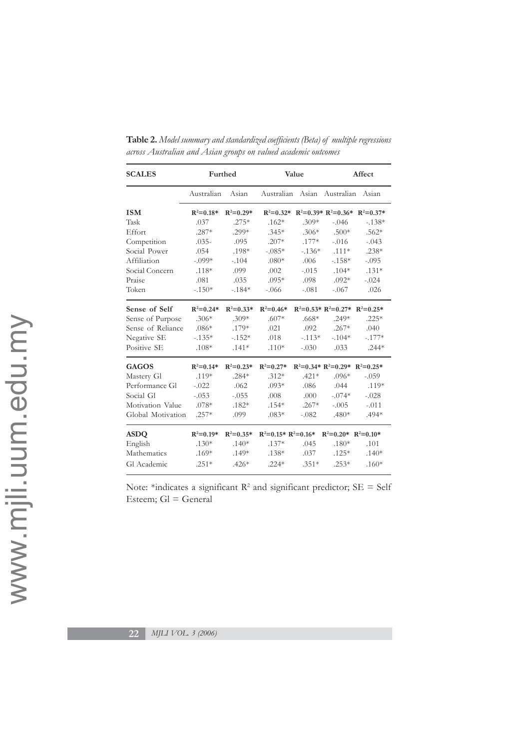**Table 2.** *Model summary and standardized coefficients (Beta) of multiple regressions across Australian and Asian groups on valued academic outcomes*

| SCALES | Furthed | | Value | | Affect | |
|---|---|---|---|---|---|---|
| | Australian | Asian | Australian | Asian | Australian | Asian |
| **ISM** | **$R^2$=0.18*** | **$R^2$=0.29*** | **$R^2$=0.32*** | **$R^2$=0.39*** | **$R^2$=0.36*** | **$R^2$=0.37*** |
| Task | .037 | .275* | .162* | .309* | -.046 | -.138* |
| Effort | .287* | .299* | .345* | .306* | .500* | .562* |
| Competition | .035- | .095 | .207* | .177* | -.016 | -.043 |
| Social Power | .054 | .198* | -.085* | -.136* | .111* | .238* |
| Affiliation | -.099* | -.104 | .080* | .006 | -.158* | -.095 |
| Social Concern | .118* | .099 | .002 | -.015 | .104* | .131* |
| Praise | .081 | .035 | .095* | .098 | .092* | -.024 |
| Token | -.150* | -.184* | -.066 | -.081 | -.067 | .026 |
| **Sense of Self** | **$R^2$=0.24*** | **$R^2$=0.33*** | **$R^2$=0.46*** | **$R^2$=0.53*** | **$R^2$=0.27*** | **$R^2$=0.25*** |
| Sense of Purpose | .306* | .309* | .607* | .668* | .249* | .225* |
| Sense of Reliance | .086* | .179* | .021 | .092 | .267* | .040 |
| Negative SE | -.135* | -.152* | .018 | -.113* | -.104* | -.177* |
| Positive SE | .108* | .141* | .110* | -.030 | .033 | .244* |
| **GAGOS** | **$R^2$=0.14*** | **$R^2$=0.23*** | **$R^2$=0.27*** | **$R^2$=0.34*** | **$R^2$=0.29*** | **$R^2$=0.25*** |
| Mastery Gl | .119* | .284* | .312* | .421* | .096* | -.059 |
| Performance Gl | -.022 | .062 | .093* | .086 | .044 | .119* |
| Social Gl | -.053 | -.055 | .008 | .000 | -.074* | -.028 |
| Motivation Value | .078* | .182* | .154* | .267* | -.005 | -.011 |
| Global Motivation | .257* | .099 | .083* | -.082 | .480* | .494* |
| **ASDQ** | **$R^2$=0.19*** | **$R^2$=0.35*** | **$R^2$=0.15*** | **$R^2$=0.16*** | **$R^2$=0.20*** | **$R^2$=0.10*** |
| English | .130* | .140* | .137* | .045 | .180* | .101 |
| Mathematics | .169* | .149* | .138* | .037 | .125* | .140* |
| Gl Academic | .251* | .426* | .224* | .351* | .253* | .160* |

Note: *indicates a significant $R^2$ and significant predictor; SE = Self Esteem; Gl = General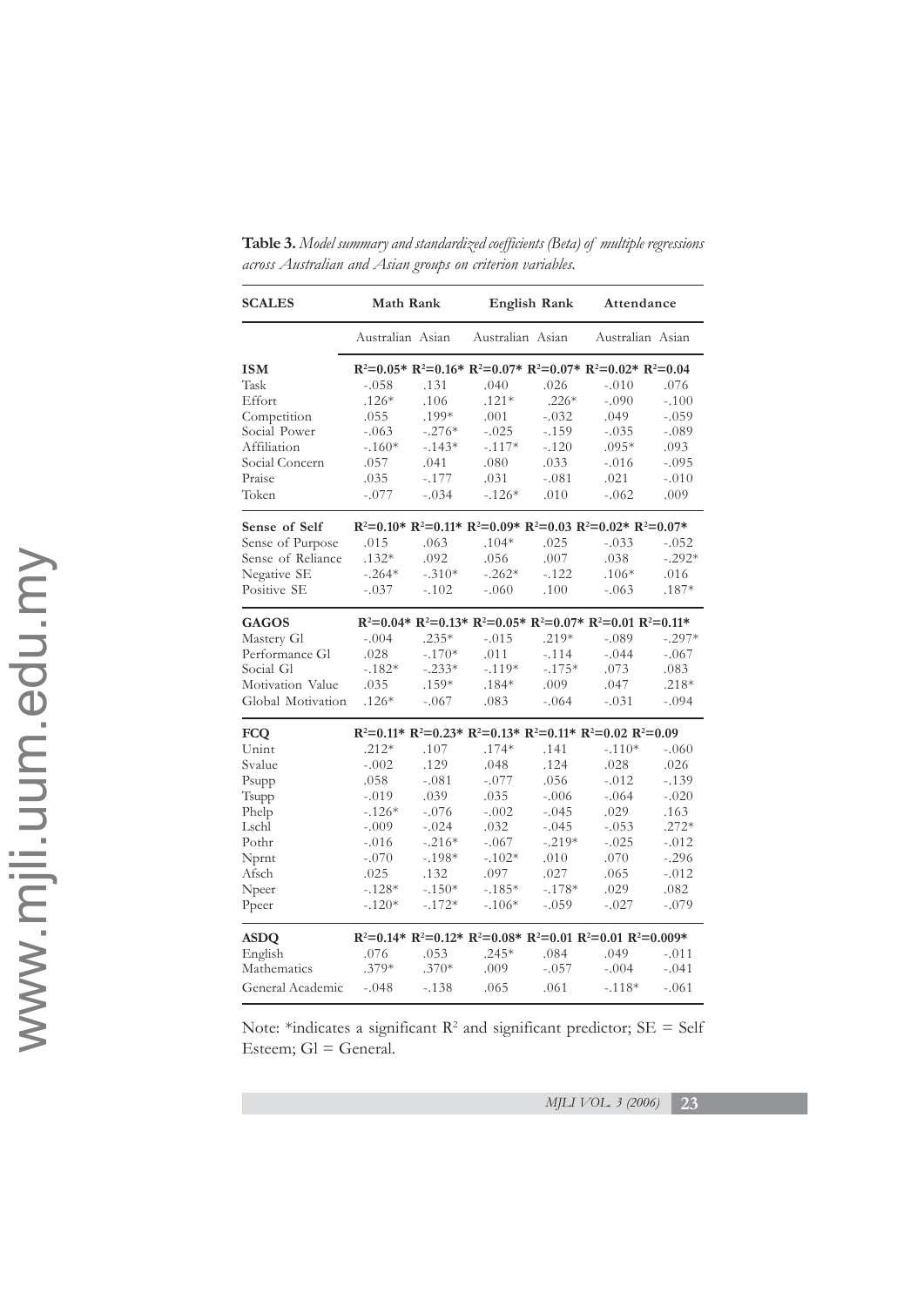**Table 3.** *Model summary and standardized coefficients (Beta) of multiple regressions across Australian and Asian groups on criterion variables.*

| SCALES | Math Rank | | English Rank | | Attendance | |
|---|---|---|---|---|---|---|
| | Australian | Asian | Australian | Asian | Australian | Asian |
| **ISM** | $R^2$=0.05* | $R^2$=0.16* | $R^2$=0.07* | $R^2$=0.07* | $R^2$=0.02* | $R^2$=0.04 |
| Task | -.058 | .131 | .040 | .026 | -.010 | .076 |
| Effort | .126* | .106 | .121* | .226* | -.090 | -.100 |
| Competition | .055 | .199* | .001 | -.032 | .049 | -.059 |
| Social Power | -.063 | -.276* | -.025 | -.159 | -.035 | -.089 |
| Affiliation | -.160* | -.143* | -.117* | -.120 | .095* | .093 |
| Social Concern | .057 | .041 | .080 | .033 | -.016 | -.095 |
| Praise | .035 | -.177 | .031 | -.081 | .021 | -.010 |
| Token | -.077 | -.034 | -.126* | .010 | -.062 | .009 |
| **Sense of Self** | $R^2$=0.10* | $R^2$=0.11* | $R^2$=0.09* | $R^2$=0.03 | $R^2$=0.02* | $R^2$=0.07* |
| Sense of Purpose | .015 | .063 | .104* | .025 | -.033 | -.052 |
| Sense of Reliance | .132* | .092 | .056 | .007 | .038 | -.292* |
| Negative SE | -.264* | -.310* | -.262* | -.122 | .106* | .016 |
| Positive SE | -.037 | -.102 | -.060 | .100 | -.063 | .187* |
| **GAGOS** | $R^2$=0.04* | $R^2$=0.13* | $R^2$=0.05* | $R^2$=0.07* | $R^2$=0.01 | $R^2$=0.11* |
| Mastery Gl | -.004 | .235* | -.015 | .219* | -.089 | -.297* |
| Performance Gl | .028 | -.170* | .011 | -.114 | -.044 | -.067 |
| Social Gl | -.182* | -.233* | -.119* | -.175* | .073 | .083 |
| Motivation Value | .035 | .159* | .184* | .009 | .047 | .218* |
| Global Motivation | .126* | -.067 | .083 | -.064 | -.031 | -.094 |
| **FCQ** | $R^2$=0.11* | $R^2$=0.23* | $R^2$=0.13* | $R^2$=0.11* | $R^2$=0.02 | $R^2$=0.09 |
| Unint | .212* | .107 | .174* | .141 | -.110* | -.060 |
| Svalue | -.002 | .129 | .048 | .124 | .028 | .026 |
| Psupp | .058 | -.081 | -.077 | .056 | -.012 | -.139 |
| Tsupp | -.019 | .039 | .035 | -.006 | -.064 | -.020 |
| Phelp | -.126* | -.076 | -.002 | -.045 | .029 | .163 |
| Lschl | -.009 | -.024 | .032 | -.045 | -.053 | .272* |
| Pothr | -.016 | -.216* | -.067 | -.219* | -.025 | -.012 |
| Nprnt | -.070 | -.198* | -.102* | .010 | .070 | -.296 |
| Afsch | .025 | .132 | .097 | .027 | .065 | -.012 |
| Npeer | -.128* | -.150* | -.185* | -.178* | .029 | .082 |
| Ppeer | -.120* | -.172* | -.106* | -.059 | -.027 | -.079 |
| **ASDQ** | $R^2$=0.14* | $R^2$=0.12* | $R^2$=0.08* | $R^2$=0.01 | $R^2$=0.01 | $R^2$=0.009* |
| English | .076 | .053 | .245* | .084 | .049 | -.011 |
| Mathematics | .379* | .370* | .009 | -.057 | -.004 | -.041 |
| General Academic | -.048 | -.138 | .065 | .061 | -.118* | -.061 |

Note: *indicates a significant $R^2$ and significant predictor; SE = Self Esteem; Gl = General.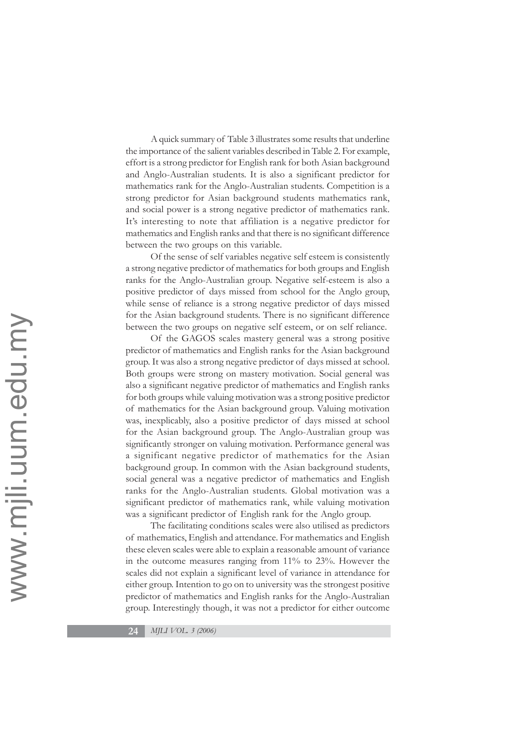A quick summary of Table 3 illustrates some results that underline the importance of the salient variables described in Table 2. For example, effort is a strong predictor for English rank for both Asian background and Anglo-Australian students. It is also a significant predictor for mathematics rank for the Anglo-Australian students. Competition is a strong predictor for Asian background students mathematics rank, and social power is a strong negative predictor of mathematics rank. It's interesting to note that affiliation is a negative predictor for mathematics and English ranks and that there is no significant difference between the two groups on this variable.

Of the sense of self variables negative self esteem is consistently a strong negative predictor of mathematics for both groups and English ranks for the Anglo-Australian group. Negative self-esteem is also a positive predictor of days missed from school for the Anglo group, while sense of reliance is a strong negative predictor of days missed for the Asian background students. There is no significant difference between the two groups on negative self esteem, or on self reliance.

Of the GAGOS scales mastery general was a strong positive predictor of mathematics and English ranks for the Asian background group. It was also a strong negative predictor of days missed at school. Both groups were strong on mastery motivation. Social general was also a significant negative predictor of mathematics and English ranks for both groups while valuing motivation was a strong positive predictor of mathematics for the Asian background group. Valuing motivation was, inexplicably, also a positive predictor of days missed at school for the Asian background group. The Anglo-Australian group was significantly stronger on valuing motivation. Performance general was a significant negative predictor of mathematics for the Asian background group. In common with the Asian background students, social general was a negative predictor of mathematics and English ranks for the Anglo-Australian students. Global motivation was a significant predictor of mathematics rank, while valuing motivation was a significant predictor of English rank for the Anglo group.

The facilitating conditions scales were also utilised as predictors of mathematics, English and attendance. For mathematics and English these eleven scales were able to explain a reasonable amount of variance in the outcome measures ranging from 11% to 23%. However the scales did not explain a significant level of variance in attendance for either group. Intention to go on to university was the strongest positive predictor of mathematics and English ranks for the Anglo-Australian group. Interestingly though, it was not a predictor for either outcome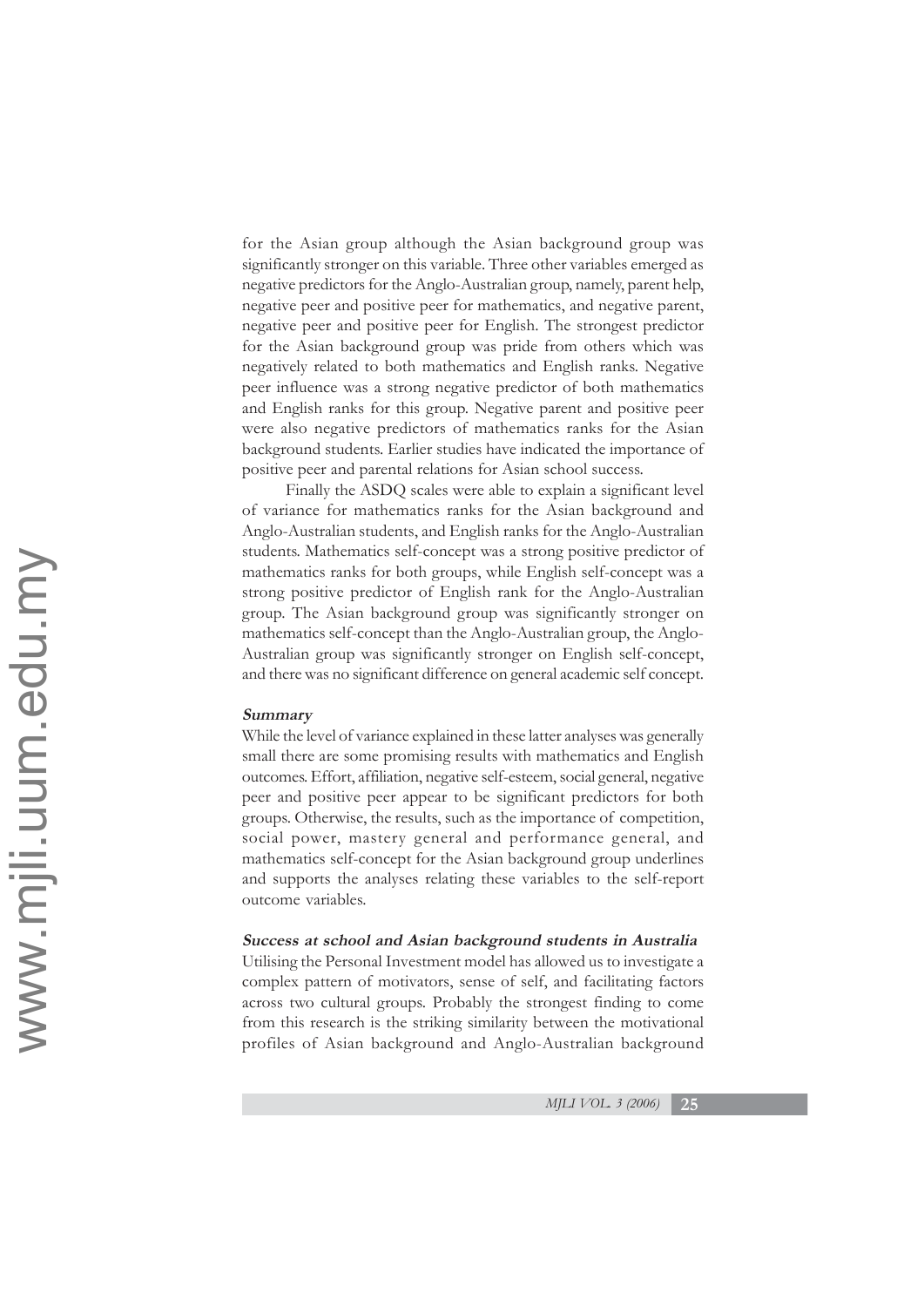for the Asian group although the Asian background group was significantly stronger on this variable. Three other variables emerged as negative predictors for the Anglo-Australian group, namely, parent help, negative peer and positive peer for mathematics, and negative parent, negative peer and positive peer for English. The strongest predictor for the Asian background group was pride from others which was negatively related to both mathematics and English ranks. Negative peer influence was a strong negative predictor of both mathematics and English ranks for this group. Negative parent and positive peer were also negative predictors of mathematics ranks for the Asian background students. Earlier studies have indicated the importance of positive peer and parental relations for Asian school success.

Finally the ASDQ scales were able to explain a significant level of variance for mathematics ranks for the Asian background and Anglo-Australian students, and English ranks for the Anglo-Australian students. Mathematics self-concept was a strong positive predictor of mathematics ranks for both groups, while English self-concept was a strong positive predictor of English rank for the Anglo-Australian group. The Asian background group was significantly stronger on mathematics self-concept than the Anglo-Australian group, the Anglo-Australian group was significantly stronger on English self-concept, and there was no significant difference on general academic self concept.

### *Summary*

While the level of variance explained in these latter analyses was generally small there are some promising results with mathematics and English outcomes. Effort, affiliation, negative self-esteem, social general, negative peer and positive peer appear to be significant predictors for both groups. Otherwise, the results, such as the importance of competition, social power, mastery general and performance general, and mathematics self-concept for the Asian background group underlines and supports the analyses relating these variables to the self-report outcome variables.

### *Success at school and Asian background students in Australia*

Utilising the Personal Investment model has allowed us to investigate a complex pattern of motivators, sense of self, and facilitating factors across two cultural groups. Probably the strongest finding to come from this research is the striking similarity between the motivational profiles of Asian background and Anglo-Australian background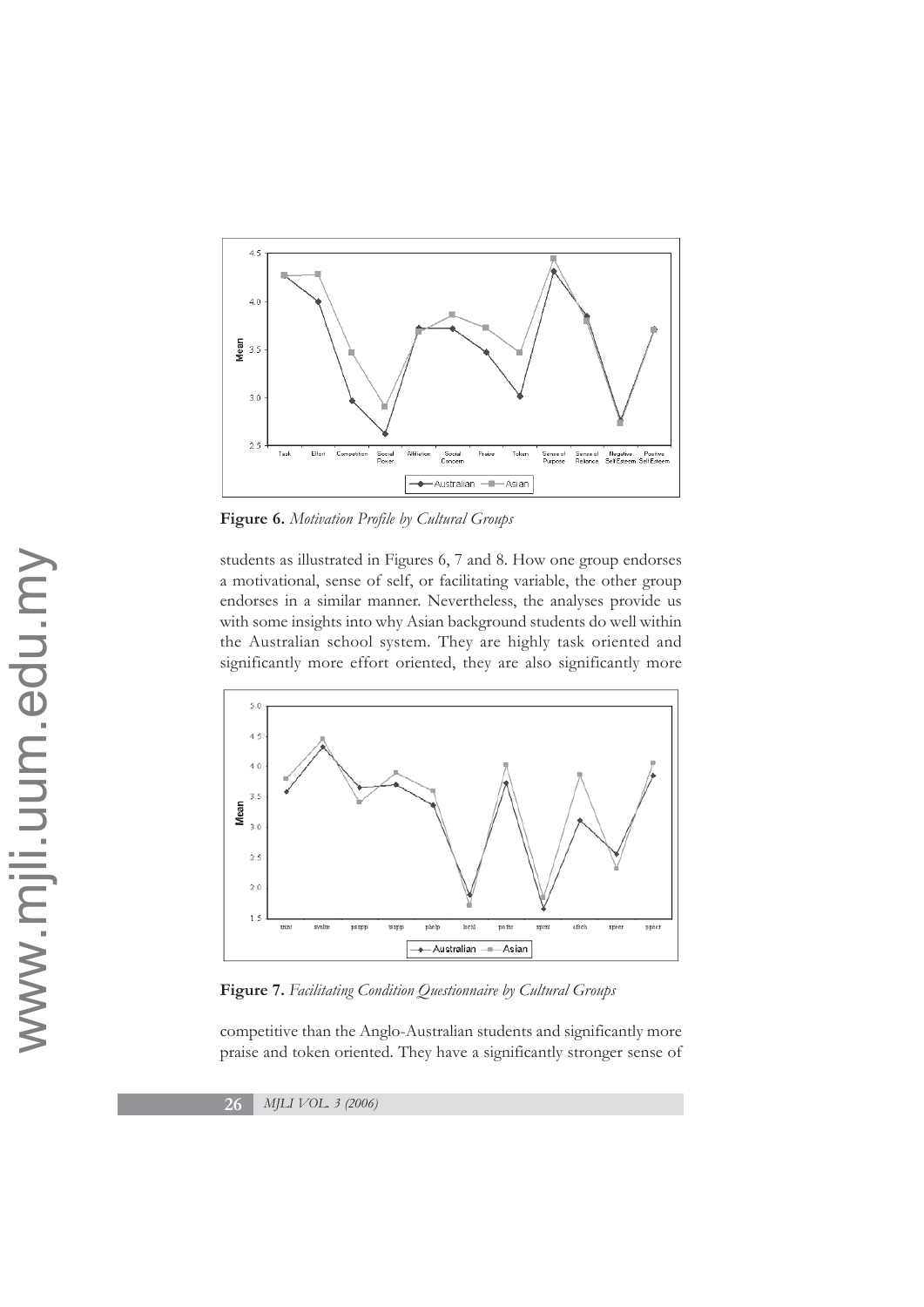**Figure 6.** *Motivation Profile by Cultural Groups*

students as illustrated in Figures 6, 7 and 8. How one group endorses a motivational, sense of self, or facilitating variable, the other group endorses in a similar manner. Nevertheless, the analyses provide us with some insights into why Asian background students do well within the Australian school system. They are highly task oriented and significantly more effort oriented, they are also significantly more

**Figure 7.** *Facilitating Condition Questionnaire by Cultural Groups*

competitive than the Anglo-Australian students and significantly more praise and token oriented. They have a significantly stronger sense of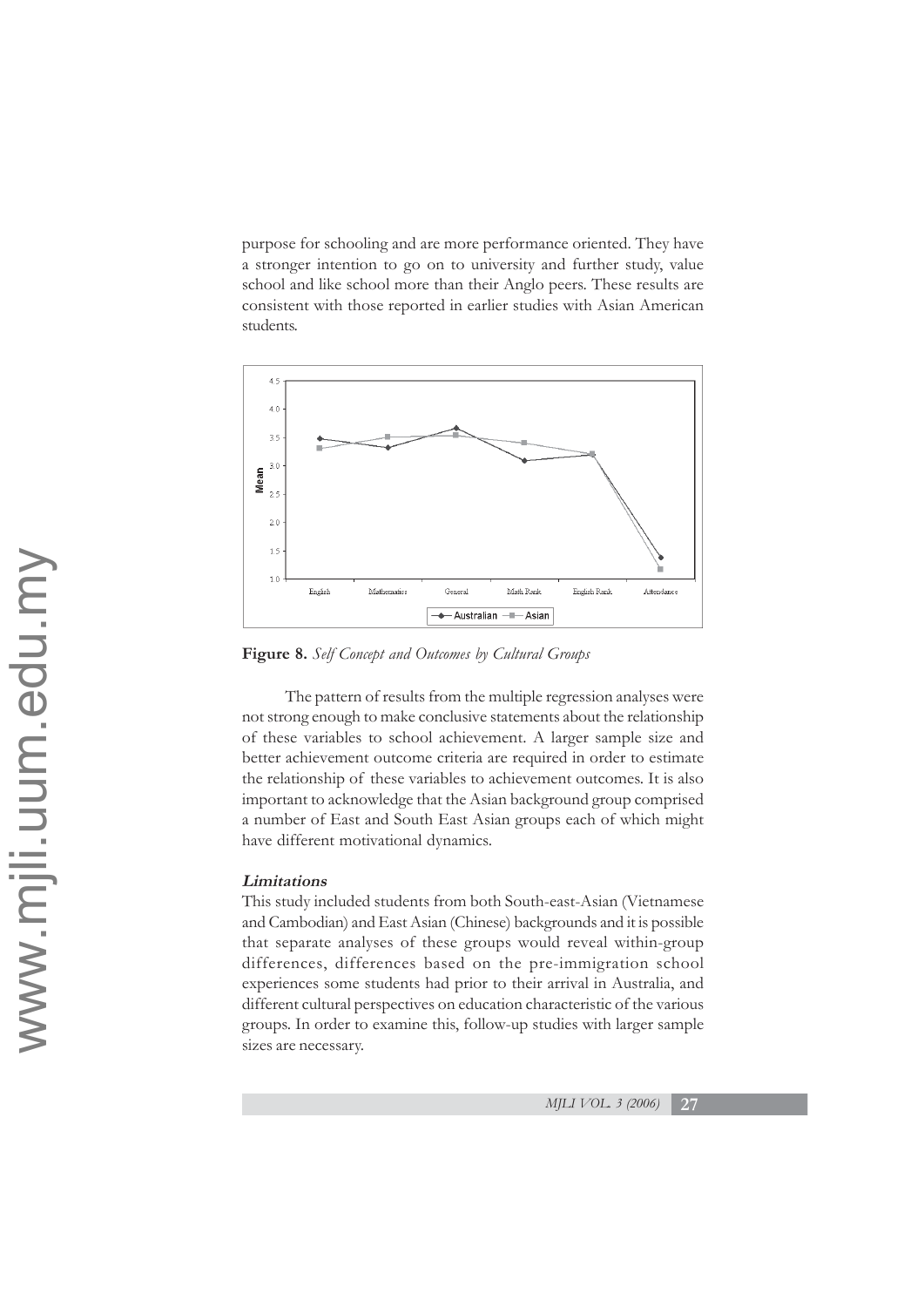purpose for schooling and are more performance oriented. They have a stronger intention to go on to university and further study, value school and like school more than their Anglo peers. These results are consistent with those reported in earlier studies with Asian American students.

**Figure 8.** *Self Concept and Outcomes by Cultural Groups*

The pattern of results from the multiple regression analyses were not strong enough to make conclusive statements about the relationship of these variables to school achievement. A larger sample size and better achievement outcome criteria are required in order to estimate the relationship of these variables to achievement outcomes. It is also important to acknowledge that the Asian background group comprised a number of East and South East Asian groups each of which might have different motivational dynamics.

#### *Limitations*

This study included students from both South-east-Asian (Vietnamese and Cambodian) and East Asian (Chinese) backgrounds and it is possible that separate analyses of these groups would reveal within-group differences, differences based on the pre-immigration school experiences some students had prior to their arrival in Australia, and different cultural perspectives on education characteristic of the various groups. In order to examine this, follow-up studies with larger sample sizes are necessary.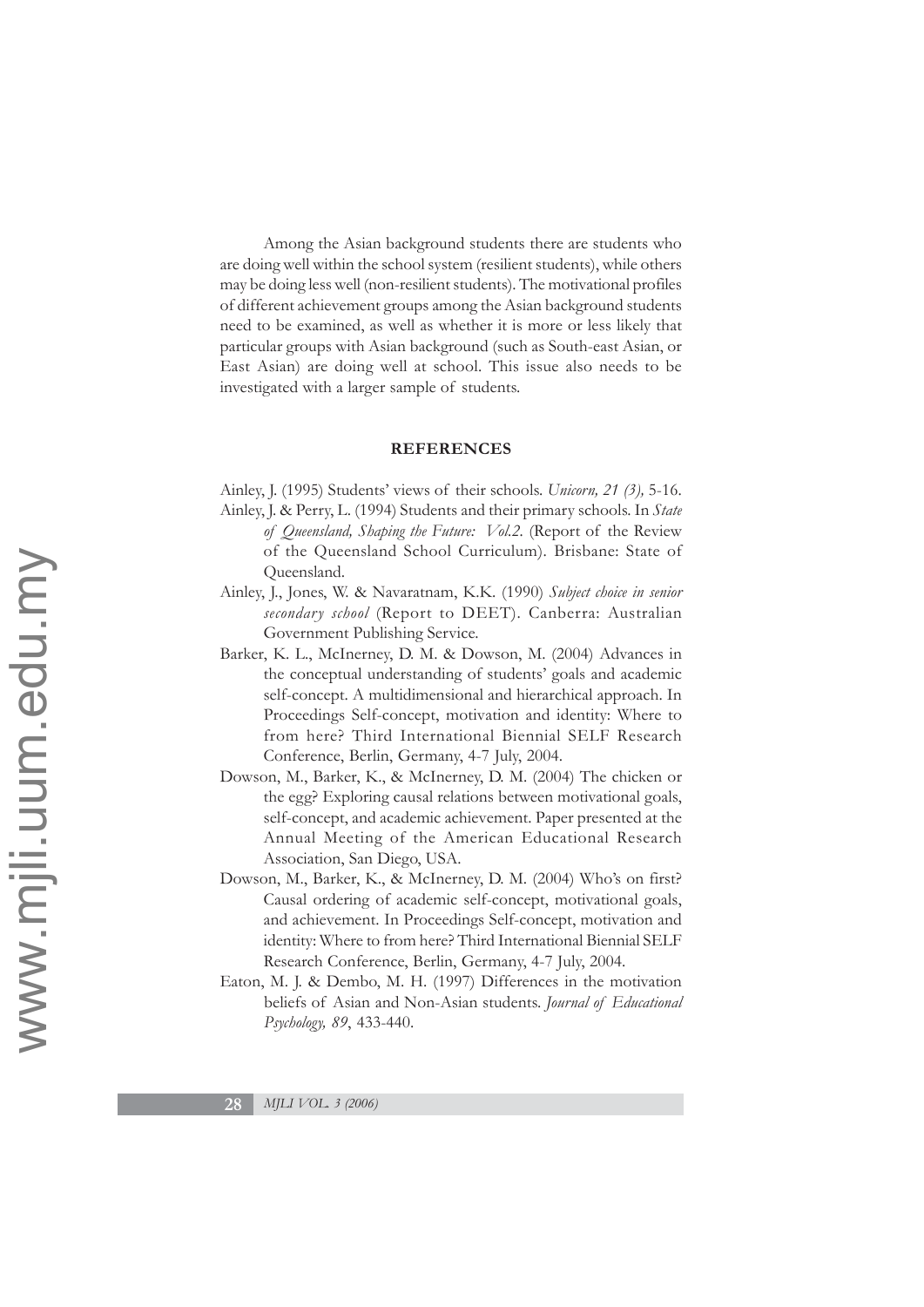Among the Asian background students there are students who are doing well within the school system (resilient students), while others may be doing less well (non-resilient students). The motivational profiles of different achievement groups among the Asian background students need to be examined, as well as whether it is more or less likely that particular groups with Asian background (such as South-east Asian, or East Asian) are doing well at school. This issue also needs to be investigated with a larger sample of students.

## REFERENCES

Ainley, J. (1995) Students' views of their schools. *Unicorn, 21 (3),* 5-16.

Ainley, J. & Perry, L. (1994) Students and their primary schools. In *State of Queensland, Shaping the Future: Vol.2.* (Report of the Review of the Queensland School Curriculum). Brisbane: State of Queensland.

Ainley, J., Jones, W. & Navaratnam, K.K. (1990) *Subject choice in senior secondary school* (Report to DEET). Canberra: Australian Government Publishing Service.

Barker, K. L., McInerney, D. M. & Dowson, M. (2004) Advances in the conceptual understanding of students' goals and academic self-concept. A multidimensional and hierarchical approach. In Proceedings Self-concept, motivation and identity: Where to from here? Third International Biennial SELF Research Conference, Berlin, Germany, 4-7 July, 2004.

Dowson, M., Barker, K., & McInerney, D. M. (2004) The chicken or the egg? Exploring causal relations between motivational goals, self-concept, and academic achievement. Paper presented at the Annual Meeting of the American Educational Research Association, San Diego, USA.

Dowson, M., Barker, K., & McInerney, D. M. (2004) Who's on first? Causal ordering of academic self-concept, motivational goals, and achievement. In Proceedings Self-concept, motivation and identity: Where to from here? Third International Biennial SELF Research Conference, Berlin, Germany, 4-7 July, 2004.

Eaton, M. J. & Dembo, M. H. (1997) Differences in the motivation beliefs of Asian and Non-Asian students. *Journal of Educational Psychology, 89*, 433-440.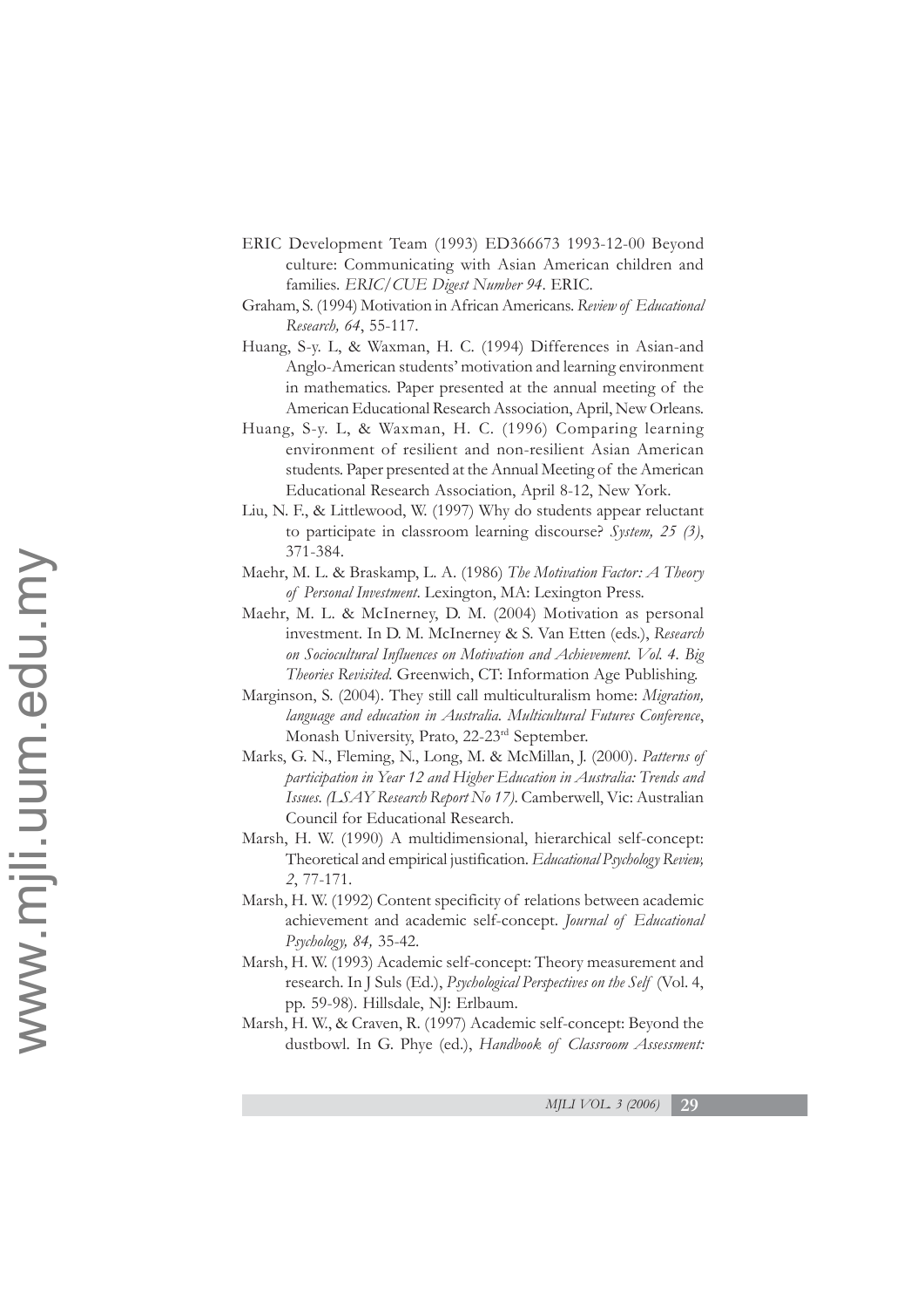ERIC Development Team (1993) ED366673 1993-12-00 Beyond culture: Communicating with Asian American children and families. *ERIC/CUE Digest Number 94*. ERIC.

Graham, S. (1994) Motivation in African Americans. *Review of Educational Research, 64*, 55-117.

Huang, S-y. L, & Waxman, H. C. (1994) Differences in Asian-and Anglo-American students' motivation and learning environment in mathematics. Paper presented at the annual meeting of the American Educational Research Association, April, New Orleans.

Huang, S-y. L, & Waxman, H. C. (1996) Comparing learning environment of resilient and non-resilient Asian American students. Paper presented at the Annual Meeting of the American Educational Research Association, April 8-12, New York.

Liu, N. F., & Littlewood, W. (1997) Why do students appear reluctant to participate in classroom learning discourse? *System, 25 (3)*, 371-384.

Maehr, M. L. & Braskamp, L. A. (1986) *The Motivation Factor: A Theory of Personal Investment*. Lexington, MA: Lexington Press.

Maehr, M. L. & McInerney, D. M. (2004) Motivation as personal investment. In D. M. McInerney & S. Van Etten (eds.), *Research on Sociocultural Influences on Motivation and Achievement. Vol. 4. Big Theories Revisited.* Greenwich, CT: Information Age Publishing.

Marginson, S. (2004). They still call multiculturalism home: *Migration, language and education in Australia. Multicultural Futures Conference*, Monash University, Prato, 22-23rd September.

Marks, G. N., Fleming, N., Long, M. & McMillan, J. (2000). *Patterns of participation in Year 12 and Higher Education in Australia: Trends and Issues. (LSAY Research Report No 17).* Camberwell, Vic: Australian Council for Educational Research.

Marsh, H. W. (1990) A multidimensional, hierarchical self-concept: Theoretical and empirical justification. *Educational Psychology Review, 2*, 77-171.

Marsh, H. W. (1992) Content specificity of relations between academic achievement and academic self-concept. *Journal of Educational Psychology, 84,* 35-42.

Marsh, H. W. (1993) Academic self-concept: Theory measurement and research. In J Suls (Ed.), *Psychological Perspectives on the Self* (Vol. 4, pp. 59-98). Hillsdale, NJ: Erlbaum.

Marsh, H. W., & Craven, R. (1997) Academic self-concept: Beyond the dustbowl. In G. Phye (ed.), *Handbook of Classroom Assessment:*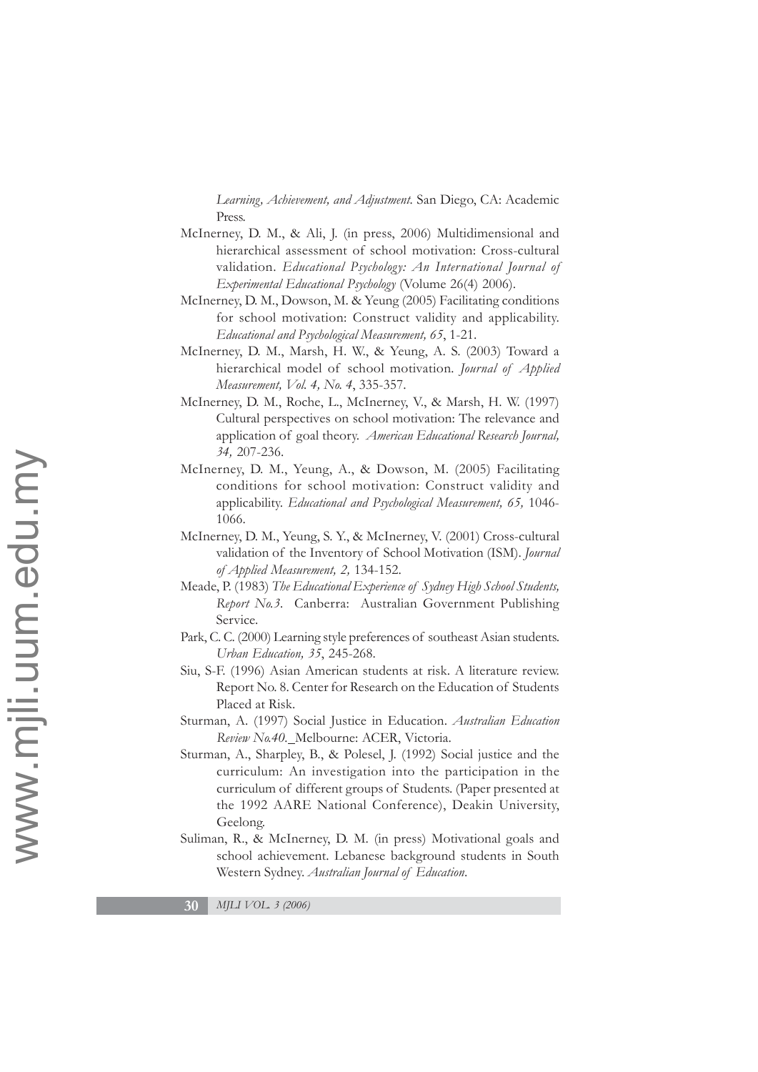*Learning, Achievement, and Adjustment*. San Diego, CA: Academic Press.

McInerney, D. M., & Ali, J. (in press, 2006) Multidimensional and hierarchical assessment of school motivation: Cross-cultural validation. *Educational Psychology: An International Journal of Experimental Educational Psychology* (Volume 26(4) 2006).

McInerney, D. M., Dowson, M. & Yeung (2005) Facilitating conditions for school motivation: Construct validity and applicability. *Educational and Psychological Measurement, 65*, 1-21.

McInerney, D. M., Marsh, H. W., & Yeung, A. S. (2003) Toward a hierarchical model of school motivation. *Journal of Applied Measurement, Vol. 4, No. 4*, 335-357.

McInerney, D. M., Roche, L., McInerney, V., & Marsh, H. W. (1997) Cultural perspectives on school motivation: The relevance and application of goal theory. *American Educational Research Journal, 34,* 207-236.

McInerney, D. M., Yeung, A., & Dowson, M. (2005) Facilitating conditions for school motivation: Construct validity and applicability. *Educational and Psychological Measurement, 65,* 1046-1066.

McInerney, D. M., Yeung, S. Y., & McInerney, V. (2001) Cross-cultural validation of the Inventory of School Motivation (ISM). *Journal of Applied Measurement, 2,* 134-152.

Meade, P. (1983) *The Educational Experience of Sydney High School Students, Report No.3*. Canberra: Australian Government Publishing Service.

Park, C. C. (2000) Learning style preferences of southeast Asian students. *Urban Education, 35*, 245-268.

Siu, S-F. (1996) Asian American students at risk. A literature review. Report No. 8. Center for Research on the Education of Students Placed at Risk.

Sturman, A. (1997) Social Justice in Education. *Australian Education Review No.40.* Melbourne: ACER, Victoria.

Sturman, A., Sharpley, B., & Polesel, J. (1992) Social justice and the curriculum: An investigation into the participation in the curriculum of different groups of Students. (Paper presented at the 1992 AARE National Conference), Deakin University, Geelong.

Suliman, R., & McInerney, D. M. (in press) Motivational goals and school achievement. Lebanese background students in South Western Sydney. *Australian Journal of Education*.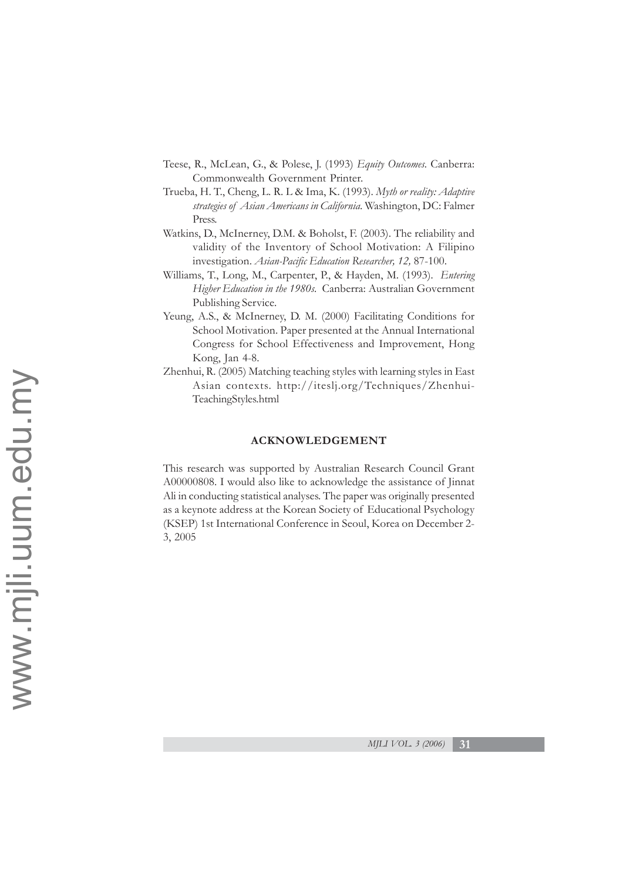Teese, R., McLean, G., & Polese, J. (1993) *Equity Outcomes*. Canberra: Commonwealth Government Printer.

Trueba, H. T., Cheng, L. R. L & Ima, K. (1993). *Myth or reality: Adaptive strategies of Asian Americans in California*. Washington, DC: Falmer Press.

Watkins, D., McInerney, D.M. & Boholst, F. (2003). The reliability and validity of the Inventory of School Motivation: A Filipino investigation. *Asian-Pacific Education Researcher, 12,* 87-100.

Williams, T., Long, M., Carpenter, P., & Hayden, M. (1993). *Entering Higher Education in the 1980s*. Canberra: Australian Government Publishing Service.

Yeung, A.S., & McInerney, D. M. (2000) Facilitating Conditions for School Motivation. Paper presented at the Annual International Congress for School Effectiveness and Improvement, Hong Kong, Jan 4-8.

Zhenhui, R. (2005) Matching teaching styles with learning styles in East Asian contexts. http://iteslj.org/Techniques/Zhenhui-TeachingStyles.html

## ACKNOWLEDGEMENT

This research was supported by Australian Research Council Grant A00000808. I would also like to acknowledge the assistance of Jinnat Ali in conducting statistical analyses. The paper was originally presented as a keynote address at the Korean Society of Educational Psychology (KSEP) 1st International Conference in Seoul, Korea on December 2-3, 2005